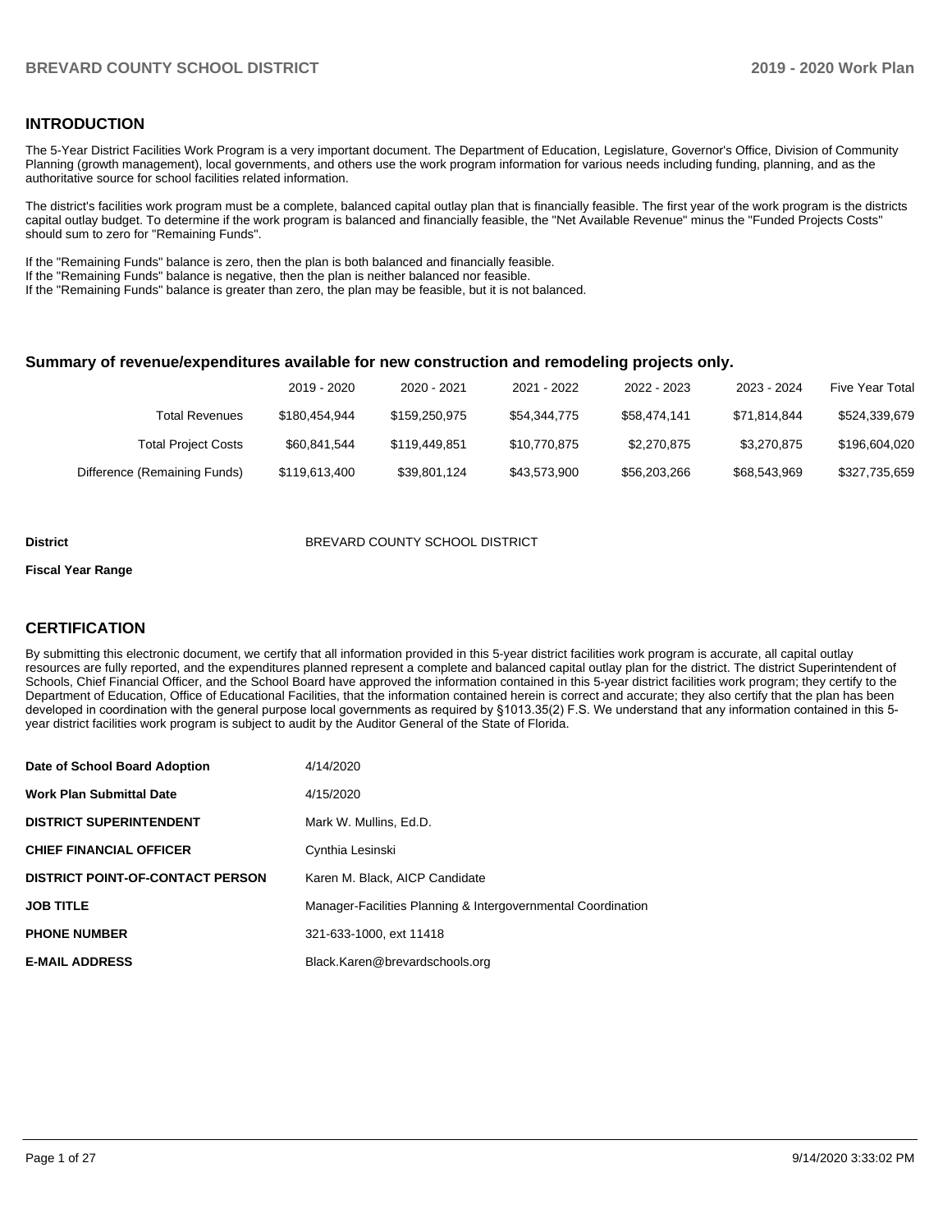## INTRODUCTION

The 5-Year District Facilities Work Program is a very important document. The Department of Education, Legislature, Governor's Office, Division of Community Planning (growth management), local governments, and others use the work program information for various needs including funding, planning, and as the authoritative source for school facilities related information.

The district's facilities work program must be a complete, balanced capital outlay plan that is financially feasible. The first year of the work program is the districts capital outlay budget. To determine if the work program is balanced and financially feasible, the "Net Available Revenue" minus the "Funded Projects Costs" should sum to zero for "Remaining Funds".

If the "Remaining Funds" balance is zero, then the plan is both balanced and financially feasible.
If the "Remaining Funds" balance is negative, then the plan is neither balanced nor feasible.
If the "Remaining Funds" balance is greater than zero, the plan may be feasible, but it is not balanced.

### Summary of revenue/expenditures available for new construction and remodeling projects only.

| | 2019 - 2020 | 2020 - 2021 | 2021 - 2022 | 2022 - 2023 | 2023 - 2024 | Five Year Total |
|---|---|---|---|---|---|---|
| Total Revenues | $180,454,944 | $159,250,975 | $54,344,775 | $58,474,141 | $71,814,844 | $524,339,679 |
| Total Project Costs | $60,841,544 | $119,449,851 | $10,770,875 | $2,270,875 | $3,270,875 | $196,604,020 |
| Difference (Remaining Funds) | $119,613,400 | $39,801,124 | $43,573,900 | $56,203,266 | $68,543,969 | $327,735,659 |

**District** BREVARD COUNTY SCHOOL DISTRICT

**Fiscal Year Range**

## CERTIFICATION

By submitting this electronic document, we certify that all information provided in this 5-year district facilities work program is accurate, all capital outlay resources are fully reported, and the expenditures planned represent a complete and balanced capital outlay plan for the district. The district Superintendent of Schools, Chief Financial Officer, and the School Board have approved the information contained in this 5-year district facilities work program; they certify to the Department of Education, Office of Educational Facilities, that the information contained herein is correct and accurate; they also certify that the plan has been developed in coordination with the general purpose local governments as required by §1013.35(2) F.S. We understand that any information contained in this 5-year district facilities work program is subject to audit by the Auditor General of the State of Florida.

| | |
|---|---|
| **Date of School Board Adoption** | 4/14/2020 |
| **Work Plan Submittal Date** | 4/15/2020 |
| **DISTRICT SUPERINTENDENT** | Mark W. Mullins, Ed.D. |
| **CHIEF FINANCIAL OFFICER** | Cynthia Lesinski |
| **DISTRICT POINT-OF-CONTACT PERSON** | Karen M. Black, AICP Candidate |
| **JOB TITLE** | Manager-Facilities Planning & Intergovernmental Coordination |
| **PHONE NUMBER** | 321-633-1000, ext 11418 |
| **E-MAIL ADDRESS** | Black.Karen@brevardschools.org |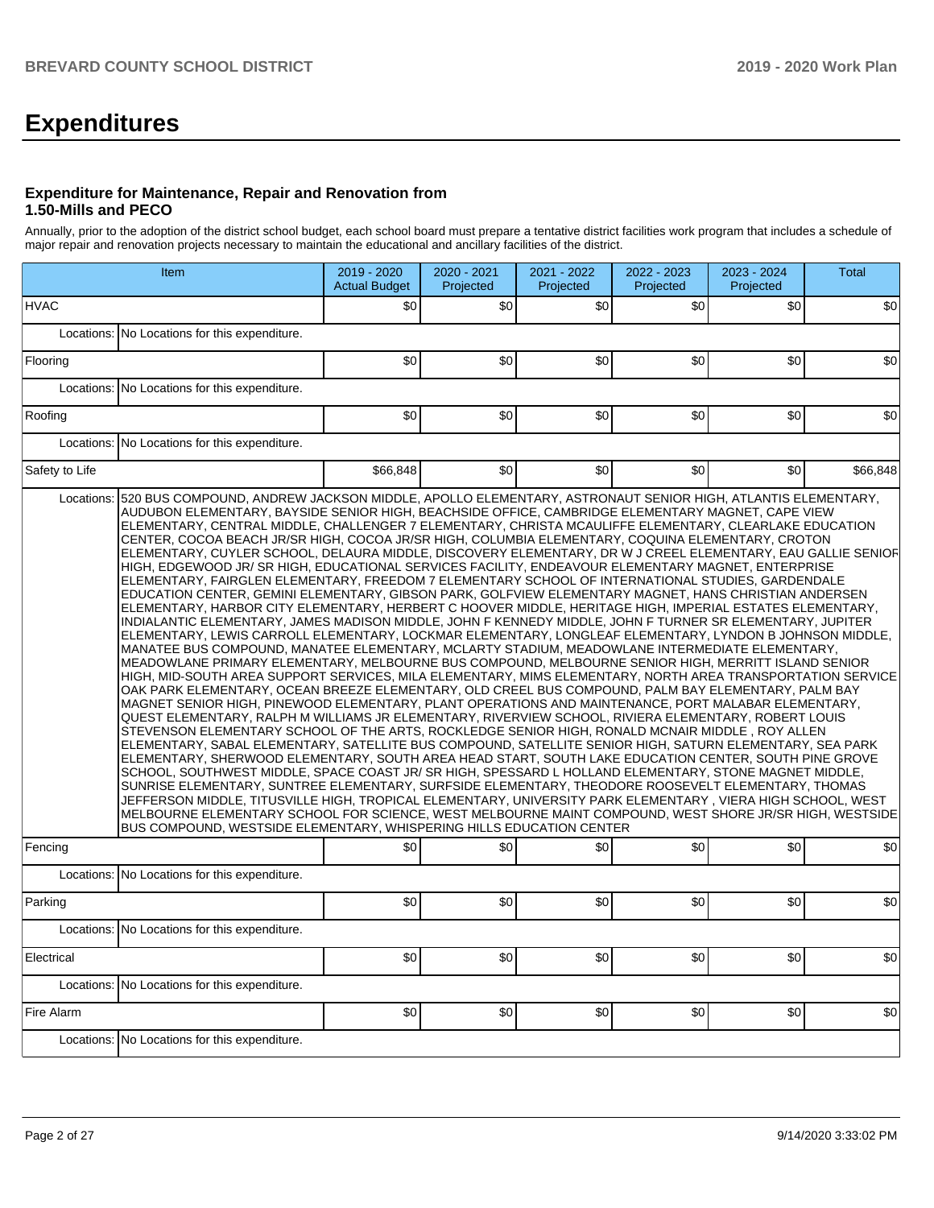# Expenditures

### Expenditure for Maintenance, Repair and Renovation from 1.50-Mills and PECO

Annually, prior to the adoption of the district school budget, each school board must prepare a tentative district facilities work program that includes a schedule of major repair and renovation projects necessary to maintain the educational and ancillary facilities of the district.

| Item | | 2019 - 2020 Actual Budget | 2020 - 2021 Projected | 2021 - 2022 Projected | 2022 - 2023 Projected | 2023 - 2024 Projected | Total |
|---|---|---|---|---|---|---|---|
| HVAC | | $0 | $0 | $0 | $0 | $0 | $0 |
| Locations: | No Locations for this expenditure. | | | | | | |
| Flooring | | $0 | $0 | $0 | $0 | $0 | $0 |
| Locations: | No Locations for this expenditure. | | | | | | |
| Roofing | | $0 | $0 | $0 | $0 | $0 | $0 |
| Locations: | No Locations for this expenditure. | | | | | | |
| Safety to Life | | $66,848 | $0 | $0 | $0 | $0 | $66,848 |
| Locations: | 520 BUS COMPOUND, ANDREW JACKSON MIDDLE, APOLLO ELEMENTARY, ASTRONAUT SENIOR HIGH, ATLANTIS ELEMENTARY, AUDUBON ELEMENTARY, BAYSIDE SENIOR HIGH, BEACHSIDE OFFICE, CAMBRIDGE ELEMENTARY MAGNET, CAPE VIEW ELEMENTARY, CENTRAL MIDDLE, CHALLENGER 7 ELEMENTARY, CHRISTA MCAULIFFE ELEMENTARY, CLEARLAKE EDUCATION CENTER, COCOA BEACH JR/SR HIGH, COCOA JR/SR HIGH, COLUMBIA ELEMENTARY, COQUINA ELEMENTARY, CROTON ELEMENTARY, CUYLER SCHOOL, DELAURA MIDDLE, DISCOVERY ELEMENTARY, DR W J CREEL ELEMENTARY, EAU GALLIE SENIOR HIGH, EDGEWOOD JR/ SR HIGH, EDUCATIONAL SERVICES FACILITY, ENDEAVOUR ELEMENTARY MAGNET, ENTERPRISE ELEMENTARY, FAIRGLEN ELEMENTARY, FREEDOM 7 ELEMENTARY SCHOOL OF INTERNATIONAL STUDIES, GARDENDALE EDUCATION CENTER, GEMINI ELEMENTARY, GIBSON PARK, GOLFVIEW ELEMENTARY MAGNET, HANS CHRISTIAN ANDERSEN ELEMENTARY, HARBOR CITY ELEMENTARY, HERBERT C HOOVER MIDDLE, HERITAGE HIGH, IMPERIAL ESTATES ELEMENTARY, INDIALANTIC ELEMENTARY, JAMES MADISON MIDDLE, JOHN F KENNEDY MIDDLE, JOHN F TURNER SR ELEMENTARY, JUPITER ELEMENTARY, LEWIS CARROLL ELEMENTARY, LOCKMAR ELEMENTARY, LONGLEAF ELEMENTARY, LYNDON B JOHNSON MIDDLE, MANATEE BUS COMPOUND, MANATEE ELEMENTARY, MCLARTY STADIUM, MEADOWLANE INTERMEDIATE ELEMENTARY, MEADOWLANE PRIMARY ELEMENTARY, MELBOURNE BUS COMPOUND, MELBOURNE SENIOR HIGH, MERRITT ISLAND SENIOR HIGH, MID-SOUTH AREA SUPPORT SERVICES, MILA ELEMENTARY, MIMS ELEMENTARY, NORTH AREA TRANSPORTATION SERVICE, OAK PARK ELEMENTARY, OCEAN BREEZE ELEMENTARY, OLD CREEL BUS COMPOUND, PALM BAY ELEMENTARY, PALM BAY MAGNET SENIOR HIGH, PINEWOOD ELEMENTARY, PLANT OPERATIONS AND MAINTENANCE, PORT MALABAR ELEMENTARY, QUEST ELEMENTARY, RALPH M WILLIAMS JR ELEMENTARY, RIVERVIEW SCHOOL, RIVIERA ELEMENTARY, ROBERT LOUIS STEVENSON ELEMENTARY SCHOOL OF THE ARTS, ROCKLEDGE SENIOR HIGH, RONALD MCNAIR MIDDLE , ROY ALLEN ELEMENTARY, SABAL ELEMENTARY, SATELLITE BUS COMPOUND, SATELLITE SENIOR HIGH, SATURN ELEMENTARY, SEA PARK ELEMENTARY, SHERWOOD ELEMENTARY, SOUTH AREA HEAD START, SOUTH LAKE EDUCATION CENTER, SOUTH PINE GROVE SCHOOL, SOUTHWEST MIDDLE, SPACE COAST JR/ SR HIGH, SPESSARD L HOLLAND ELEMENTARY, STONE MAGNET MIDDLE, SUNRISE ELEMENTARY, SUNTREE ELEMENTARY, SURFSIDE ELEMENTARY, THEODORE ROOSEVELT ELEMENTARY, THOMAS JEFFERSON MIDDLE, TITUSVILLE HIGH, TROPICAL ELEMENTARY, UNIVERSITY PARK ELEMENTARY , VIERA HIGH SCHOOL, WEST MELBOURNE ELEMENTARY SCHOOL FOR SCIENCE, WEST MELBOURNE MAINT COMPOUND, WEST SHORE JR/SR HIGH, WESTSIDE BUS COMPOUND, WESTSIDE ELEMENTARY, WHISPERING HILLS EDUCATION CENTER | | | | | | |
| Fencing | | $0 | $0 | $0 | $0 | $0 | $0 |
| Locations: | No Locations for this expenditure. | | | | | | |
| Parking | | $0 | $0 | $0 | $0 | $0 | $0 |
| Locations: | No Locations for this expenditure. | | | | | | |
| Electrical | | $0 | $0 | $0 | $0 | $0 | $0 |
| Locations: | No Locations for this expenditure. | | | | | | |
| Fire Alarm | | $0 | $0 | $0 | $0 | $0 | $0 |
| Locations: | No Locations for this expenditure. | | | | | | |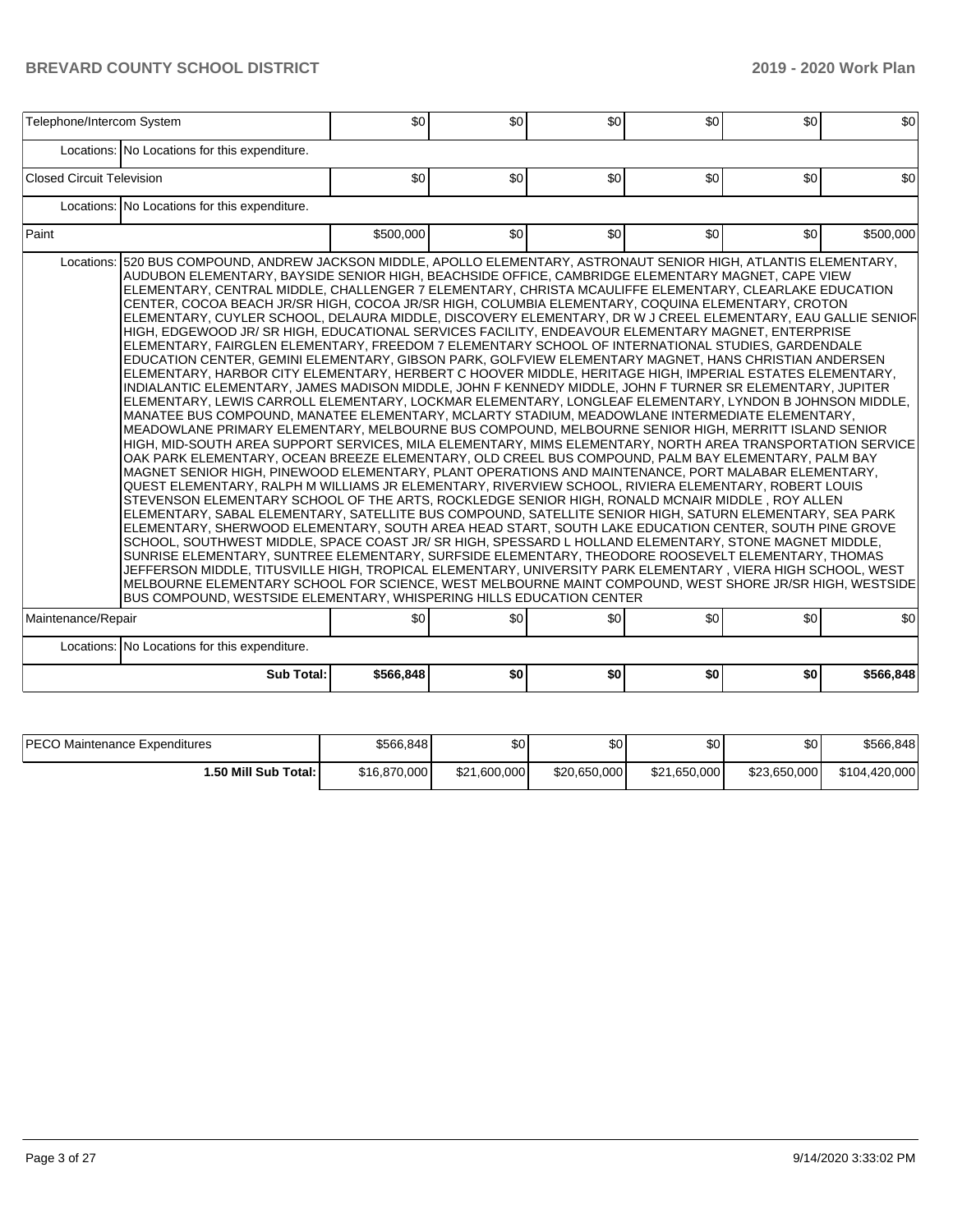| Telephone/Intercom System | | $0 | $0 | $0 | $0 | $0 | $0 |
|---|---|---|---|---|---|---|---|
| | Locations: | No Locations for this expenditure. | | | | | |
| Closed Circuit Television | | $0 | $0 | $0 | $0 | $0 | $0 |
| | Locations: | No Locations for this expenditure. | | | | | |
| Paint | | $500,000 | $0 | $0 | $0 | $0 | $500,000 |
| | Locations: | 520 BUS COMPOUND, ANDREW JACKSON MIDDLE, APOLLO ELEMENTARY, ASTRONAUT SENIOR HIGH, ATLANTIS ELEMENTARY, AUDUBON ELEMENTARY, BAYSIDE SENIOR HIGH, BEACHSIDE OFFICE, CAMBRIDGE ELEMENTARY MAGNET, CAPE VIEW ELEMENTARY, CENTRAL MIDDLE, CHALLENGER 7 ELEMENTARY, CHRISTA MCAULIFFE ELEMENTARY, CLEARLAKE EDUCATION CENTER, COCOA BEACH JR/SR HIGH, COCOA JR/SR HIGH, COLUMBIA ELEMENTARY, COQUINA ELEMENTARY, CROTON ELEMENTARY, CUYLER SCHOOL, DELAURA MIDDLE, DISCOVERY ELEMENTARY, DR W J CREEL ELEMENTARY, EAU GALLIE SENIOR HIGH, EDGEWOOD JR/ SR HIGH, EDUCATIONAL SERVICES FACILITY, ENDEAVOUR ELEMENTARY MAGNET, ENTERPRISE ELEMENTARY, FAIRGLEN ELEMENTARY, FREEDOM 7 ELEMENTARY SCHOOL OF INTERNATIONAL STUDIES, GARDENDALE EDUCATION CENTER, GEMINI ELEMENTARY, GIBSON PARK, GOLFVIEW ELEMENTARY MAGNET, HANS CHRISTIAN ANDERSEN ELEMENTARY, HARBOR CITY ELEMENTARY, HERBERT C HOOVER MIDDLE, HERITAGE HIGH, IMPERIAL ESTATES ELEMENTARY, INDIALANTIC ELEMENTARY, JAMES MADISON MIDDLE, JOHN F KENNEDY MIDDLE, JOHN F TURNER SR ELEMENTARY, JUPITER ELEMENTARY, LEWIS CARROLL ELEMENTARY, LOCKMAR ELEMENTARY, LONGLEAF ELEMENTARY, LYNDON B JOHNSON MIDDLE, MANATEE BUS COMPOUND, MANATEE ELEMENTARY, MCLARTY STADIUM, MEADOWLANE INTERMEDIATE ELEMENTARY, MEADOWLANE PRIMARY ELEMENTARY, MELBOURNE BUS COMPOUND, MELBOURNE SENIOR HIGH, MERRITT ISLAND SENIOR HIGH, MID-SOUTH AREA SUPPORT SERVICES, MILA ELEMENTARY, MIMS ELEMENTARY, NORTH AREA TRANSPORTATION SERVICE, OAK PARK ELEMENTARY, OCEAN BREEZE ELEMENTARY, OLD CREEL BUS COMPOUND, PALM BAY ELEMENTARY, PALM BAY MAGNET SENIOR HIGH, PINEWOOD ELEMENTARY, PLANT OPERATIONS AND MAINTENANCE, PORT MALABAR ELEMENTARY, QUEST ELEMENTARY, RALPH M WILLIAMS JR ELEMENTARY, RIVERVIEW SCHOOL, RIVIERA ELEMENTARY, ROBERT LOUIS STEVENSON ELEMENTARY SCHOOL OF THE ARTS, ROCKLEDGE SENIOR HIGH, RONALD MCNAIR MIDDLE , ROY ALLEN ELEMENTARY, SABAL ELEMENTARY, SATELLITE BUS COMPOUND, SATELLITE SENIOR HIGH, SATURN ELEMENTARY, SEA PARK ELEMENTARY, SHERWOOD ELEMENTARY, SOUTH AREA HEAD START, SOUTH LAKE EDUCATION CENTER, SOUTH PINE GROVE SCHOOL, SOUTHWEST MIDDLE, SPACE COAST JR/ SR HIGH, SPESSARD L HOLLAND ELEMENTARY, STONE MAGNET MIDDLE, SUNRISE ELEMENTARY, SUNTREE ELEMENTARY, SURFSIDE ELEMENTARY, THEODORE ROOSEVELT ELEMENTARY, THOMAS JEFFERSON MIDDLE, TITUSVILLE HIGH, TROPICAL ELEMENTARY, UNIVERSITY PARK ELEMENTARY , VIERA HIGH SCHOOL, WEST MELBOURNE ELEMENTARY SCHOOL FOR SCIENCE, WEST MELBOURNE MAINT COMPOUND, WEST SHORE JR/SR HIGH, WESTSIDE BUS COMPOUND, WESTSIDE ELEMENTARY, WHISPERING HILLS EDUCATION CENTER | | | | | |
| Maintenance/Repair | | $0 | $0 | $0 | $0 | $0 | $0 |
| | Locations: | No Locations for this expenditure. | | | | | |
| | **Sub Total:** | **$566,848** | **$0** | **$0** | **$0** | **$0** | **$566,848** |

| PECO Maintenance Expenditures | $566,848 | $0 | $0 | $0 | $0 | $566,848 |
|---|---|---|---|---|---|---|
| **1.50 Mill Sub Total:** | $16,870,000 | $21,600,000 | $20,650,000 | $21,650,000 | $23,650,000 | $104,420,000 |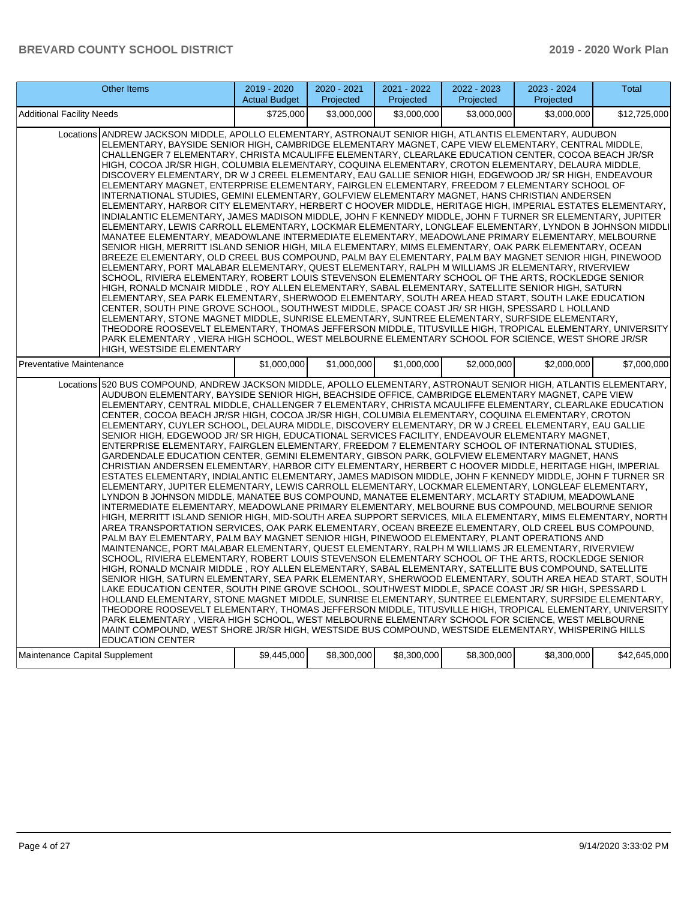| Other Items | 2019 - 2020 Actual Budget | 2020 - 2021 Projected | 2021 - 2022 Projected | 2022 - 2023 Projected | 2023 - 2024 Projected | Total |
|---|---|---|---|---|---|---|
| Additional Facility Needs | $725,000 | $3,000,000 | $3,000,000 | $3,000,000 | $3,000,000 | $12,725,000 |
| Locations ANDREW JACKSON MIDDLE, APOLLO ELEMENTARY, ASTRONAUT SENIOR HIGH, ATLANTIS ELEMENTARY, AUDUBON ELEMENTARY, BAYSIDE SENIOR HIGH, CAMBRIDGE ELEMENTARY MAGNET, CAPE VIEW ELEMENTARY, CENTRAL MIDDLE, CHALLENGER 7 ELEMENTARY, CHRISTA MCAULIFFE ELEMENTARY, CLEARLAKE EDUCATION CENTER, COCOA BEACH JR/SR HIGH, COCOA JR/SR HIGH, COLUMBIA ELEMENTARY, COQUINA ELEMENTARY, CROTON ELEMENTARY, DELAURA MIDDLE, DISCOVERY ELEMENTARY, DR W J CREEL ELEMENTARY, EAU GALLIE SENIOR HIGH, EDGEWOOD JR/ SR HIGH, ENDEAVOUR ELEMENTARY MAGNET, ENTERPRISE ELEMENTARY, FAIRGLEN ELEMENTARY, FREEDOM 7 ELEMENTARY SCHOOL OF INTERNATIONAL STUDIES, GEMINI ELEMENTARY, GOLFVIEW ELEMENTARY MAGNET, HANS CHRISTIAN ANDERSEN ELEMENTARY, HARBOR CITY ELEMENTARY, HERBERT C HOOVER MIDDLE, HERITAGE HIGH, IMPERIAL ESTATES ELEMENTARY, INDIALANTIC ELEMENTARY, JAMES MADISON MIDDLE, JOHN F KENNEDY MIDDLE, JOHN F TURNER SR ELEMENTARY, JUPITER ELEMENTARY, LEWIS CARROLL ELEMENTARY, LOCKMAR ELEMENTARY, LONGLEAF ELEMENTARY, LYNDON B JOHNSON MIDDLE, MANATEE ELEMENTARY, MEADOWLANE INTERMEDIATE ELEMENTARY, MEADOWLANE PRIMARY ELEMENTARY, MELBOURNE SENIOR HIGH, MERRITT ISLAND SENIOR HIGH, MILA ELEMENTARY, MIMS ELEMENTARY, OAK PARK ELEMENTARY, OCEAN BREEZE ELEMENTARY, OLD CREEL BUS COMPOUND, PALM BAY ELEMENTARY, PALM BAY MAGNET SENIOR HIGH, PINEWOOD ELEMENTARY, PORT MALABAR ELEMENTARY, QUEST ELEMENTARY, RALPH M WILLIAMS JR ELEMENTARY, RIVERVIEW SCHOOL, RIVIERA ELEMENTARY, ROBERT LOUIS STEVENSON ELEMENTARY SCHOOL OF THE ARTS, ROCKLEDGE SENIOR HIGH, RONALD MCNAIR MIDDLE , ROY ALLEN ELEMENTARY, SABAL ELEMENTARY, SATELLITE SENIOR HIGH, SATURN ELEMENTARY, SEA PARK ELEMENTARY, SHERWOOD ELEMENTARY, SOUTH AREA HEAD START, SOUTH LAKE EDUCATION CENTER, SOUTH PINE GROVE SCHOOL, SOUTHWEST MIDDLE, SPACE COAST JR/ SR HIGH, SPESSARD L HOLLAND ELEMENTARY, STONE MAGNET MIDDLE, SUNRISE ELEMENTARY, SUNTREE ELEMENTARY, SURFSIDE ELEMENTARY, THEODORE ROOSEVELT ELEMENTARY, THOMAS JEFFERSON MIDDLE, TITUSVILLE HIGH, TROPICAL ELEMENTARY, UNIVERSITY PARK ELEMENTARY , VIERA HIGH SCHOOL, WEST MELBOURNE ELEMENTARY SCHOOL FOR SCIENCE, WEST SHORE JR/SR HIGH, WESTSIDE ELEMENTARY | | | | | | |
| Preventative Maintenance | $1,000,000 | $1,000,000 | $1,000,000 | $2,000,000 | $2,000,000 | $7,000,000 |
| Locations 520 BUS COMPOUND, ANDREW JACKSON MIDDLE, APOLLO ELEMENTARY, ASTRONAUT SENIOR HIGH, ATLANTIS ELEMENTARY, AUDUBON ELEMENTARY, BAYSIDE SENIOR HIGH, BEACHSIDE OFFICE, CAMBRIDGE ELEMENTARY MAGNET, CAPE VIEW ELEMENTARY, CENTRAL MIDDLE, CHALLENGER 7 ELEMENTARY, CHRISTA MCAULIFFE ELEMENTARY, CLEARLAKE EDUCATION CENTER, COCOA BEACH JR/SR HIGH, COCOA JR/SR HIGH, COLUMBIA ELEMENTARY, COQUINA ELEMENTARY, CROTON ELEMENTARY, CUYLER SCHOOL, DELAURA MIDDLE, DISCOVERY ELEMENTARY, DR W J CREEL ELEMENTARY, EAU GALLIE SENIOR HIGH, EDGEWOOD JR/ SR HIGH, EDUCATIONAL SERVICES FACILITY, ENDEAVOUR ELEMENTARY MAGNET, ENTERPRISE ELEMENTARY, FAIRGLEN ELEMENTARY, FREEDOM 7 ELEMENTARY SCHOOL OF INTERNATIONAL STUDIES, GARDENDALE EDUCATION CENTER, GEMINI ELEMENTARY, GIBSON PARK, GOLFVIEW ELEMENTARY MAGNET, HANS CHRISTIAN ANDERSEN ELEMENTARY, HARBOR CITY ELEMENTARY, HERBERT C HOOVER MIDDLE, HERITAGE HIGH, IMPERIAL ESTATES ELEMENTARY, INDIALANTIC ELEMENTARY, JAMES MADISON MIDDLE, JOHN F KENNEDY MIDDLE, JOHN F TURNER SR ELEMENTARY, JUPITER ELEMENTARY, LEWIS CARROLL ELEMENTARY, LOCKMAR ELEMENTARY, LONGLEAF ELEMENTARY, LYNDON B JOHNSON MIDDLE, MANATEE BUS COMPOUND, MANATEE ELEMENTARY, MCLARTY STADIUM, MEADOWLANE INTERMEDIATE ELEMENTARY, MEADOWLANE PRIMARY ELEMENTARY, MELBOURNE BUS COMPOUND, MELBOURNE SENIOR HIGH, MERRITT ISLAND SENIOR HIGH, MID-SOUTH AREA SUPPORT SERVICES, MILA ELEMENTARY, MIMS ELEMENTARY, NORTH AREA TRANSPORTATION SERVICES, OAK PARK ELEMENTARY, OCEAN BREEZE ELEMENTARY, OLD CREEL BUS COMPOUND, PALM BAY ELEMENTARY, PALM BAY MAGNET SENIOR HIGH, PINEWOOD ELEMENTARY, PLANT OPERATIONS AND MAINTENANCE, PORT MALABAR ELEMENTARY, QUEST ELEMENTARY, RALPH M WILLIAMS JR ELEMENTARY, RIVERVIEW SCHOOL, RIVIERA ELEMENTARY, ROBERT LOUIS STEVENSON ELEMENTARY SCHOOL OF THE ARTS, ROCKLEDGE SENIOR HIGH, RONALD MCNAIR MIDDLE , ROY ALLEN ELEMENTARY, SABAL ELEMENTARY, SATELLITE BUS COMPOUND, SATELLITE SENIOR HIGH, SATURN ELEMENTARY, SEA PARK ELEMENTARY, SHERWOOD ELEMENTARY, SOUTH AREA HEAD START, SOUTH LAKE EDUCATION CENTER, SOUTH PINE GROVE SCHOOL, SOUTHWEST MIDDLE, SPACE COAST JR/ SR HIGH, SPESSARD L HOLLAND ELEMENTARY, STONE MAGNET MIDDLE, SUNRISE ELEMENTARY, SUNTREE ELEMENTARY, SURFSIDE ELEMENTARY, THEODORE ROOSEVELT ELEMENTARY, THOMAS JEFFERSON MIDDLE, TITUSVILLE HIGH, TROPICAL ELEMENTARY, UNIVERSITY PARK ELEMENTARY , VIERA HIGH SCHOOL, WEST MELBOURNE ELEMENTARY SCHOOL FOR SCIENCE, WEST MELBOURNE MAINT COMPOUND, WEST SHORE JR/SR HIGH, WESTSIDE BUS COMPOUND, WESTSIDE ELEMENTARY, WHISPERING HILLS EDUCATION CENTER | | | | | | |
| Maintenance Capital Supplement | $9,445,000 | $8,300,000 | $8,300,000 | $8,300,000 | $8,300,000 | $42,645,000 |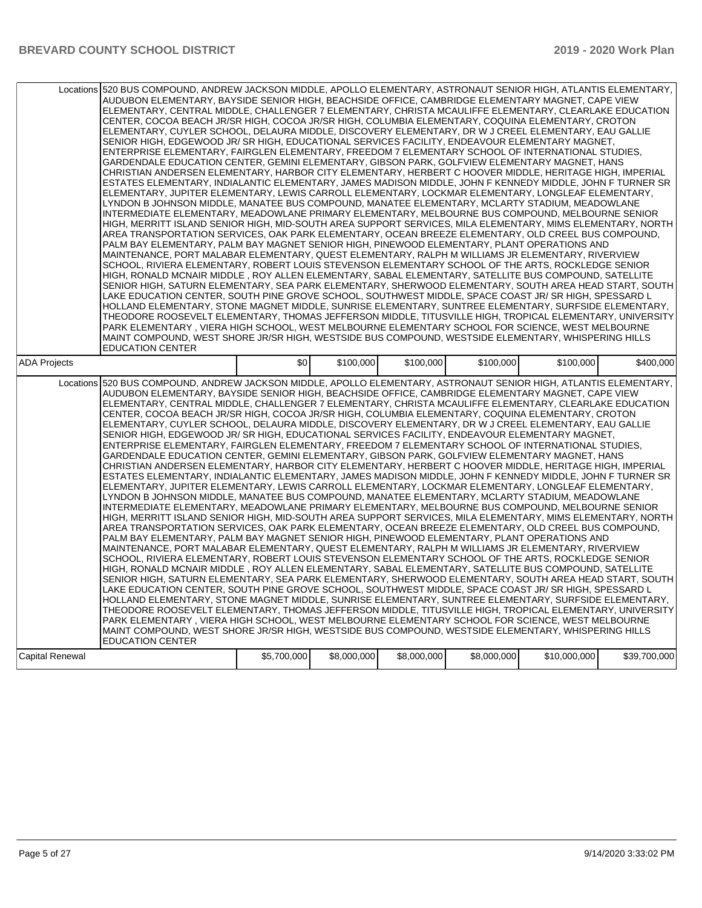| | | | | | | |
|---|---|---|---|---|---|---|
| Locations | 520 BUS COMPOUND, ANDREW JACKSON MIDDLE, APOLLO ELEMENTARY, ASTRONAUT SENIOR HIGH, ATLANTIS ELEMENTARY, AUDUBON ELEMENTARY, BAYSIDE SENIOR HIGH, BEACHSIDE OFFICE, CAMBRIDGE ELEMENTARY MAGNET, CAPE VIEW ELEMENTARY, CENTRAL MIDDLE, CHALLENGER 7 ELEMENTARY, CHRISTA MCAULIFFE ELEMENTARY, CLEARLAKE EDUCATION CENTER, COCOA BEACH JR/SR HIGH, COCOA JR/SR HIGH, COLUMBIA ELEMENTARY, COQUINA ELEMENTARY, CROTON ELEMENTARY, CUYLER SCHOOL, DELAURA MIDDLE, DISCOVERY ELEMENTARY, DR W J CREEL ELEMENTARY, EAU GALLIE SENIOR HIGH, EDGEWOOD JR/ SR HIGH, EDUCATIONAL SERVICES FACILITY, ENDEAVOUR ELEMENTARY MAGNET, ENTERPRISE ELEMENTARY, FAIRGLEN ELEMENTARY, FREEDOM 7 ELEMENTARY SCHOOL OF INTERNATIONAL STUDIES, GARDENDALE EDUCATION CENTER, GEMINI ELEMENTARY, GIBSON PARK, GOLFVIEW ELEMENTARY MAGNET, HANS CHRISTIAN ANDERSEN ELEMENTARY, HARBOR CITY ELEMENTARY, HERBERT C HOOVER MIDDLE, HERITAGE HIGH, IMPERIAL ESTATES ELEMENTARY, INDIALANTIC ELEMENTARY, JAMES MADISON MIDDLE, JOHN F KENNEDY MIDDLE, JOHN F TURNER SR ELEMENTARY, JUPITER ELEMENTARY, LEWIS CARROLL ELEMENTARY, LOCKMAR ELEMENTARY, LONGLEAF ELEMENTARY, LYNDON B JOHNSON MIDDLE, MANATEE BUS COMPOUND, MANATEE ELEMENTARY, MCLARTY STADIUM, MEADOWLANE INTERMEDIATE ELEMENTARY, MEADOWLANE PRIMARY ELEMENTARY, MELBOURNE BUS COMPOUND, MELBOURNE SENIOR HIGH, MERRITT ISLAND SENIOR HIGH, MID-SOUTH AREA SUPPORT SERVICES, MILA ELEMENTARY, MIMS ELEMENTARY, NORTH AREA TRANSPORTATION SERVICES, OAK PARK ELEMENTARY, OCEAN BREEZE ELEMENTARY, OLD CREEL BUS COMPOUND, PALM BAY ELEMENTARY, PALM BAY MAGNET SENIOR HIGH, PINEWOOD ELEMENTARY, PLANT OPERATIONS AND MAINTENANCE, PORT MALABAR ELEMENTARY, QUEST ELEMENTARY, RALPH M WILLIAMS JR ELEMENTARY, RIVERVIEW SCHOOL, RIVIERA ELEMENTARY, ROBERT LOUIS STEVENSON ELEMENTARY SCHOOL OF THE ARTS, ROCKLEDGE SENIOR HIGH, RONALD MCNAIR MIDDLE , ROY ALLEN ELEMENTARY, SABAL ELEMENTARY, SATELLITE BUS COMPOUND, SATELLITE SENIOR HIGH, SATURN ELEMENTARY, SEA PARK ELEMENTARY, SHERWOOD ELEMENTARY, SOUTH AREA HEAD START, SOUTH LAKE EDUCATION CENTER, SOUTH PINE GROVE SCHOOL, SOUTHWEST MIDDLE, SPACE COAST JR/ SR HIGH, SPESSARD L HOLLAND ELEMENTARY, STONE MAGNET MIDDLE, SUNRISE ELEMENTARY, SUNTREE ELEMENTARY, SURFSIDE ELEMENTARY, THEODORE ROOSEVELT ELEMENTARY, THOMAS JEFFERSON MIDDLE, TITUSVILLE HIGH, TROPICAL ELEMENTARY, UNIVERSITY PARK ELEMENTARY , VIERA HIGH SCHOOL, WEST MELBOURNE ELEMENTARY SCHOOL FOR SCIENCE, WEST MELBOURNE MAINT COMPOUND, WEST SHORE JR/SR HIGH, WESTSIDE BUS COMPOUND, WESTSIDE ELEMENTARY, WHISPERING HILLS EDUCATION CENTER | | | | | |
| ADA Projects | | $0 | $100,000 | $100,000 | $100,000 | $100,000 | $400,000 |
| Locations | 520 BUS COMPOUND, ANDREW JACKSON MIDDLE, APOLLO ELEMENTARY, ASTRONAUT SENIOR HIGH, ATLANTIS ELEMENTARY, AUDUBON ELEMENTARY, BAYSIDE SENIOR HIGH, BEACHSIDE OFFICE, CAMBRIDGE ELEMENTARY MAGNET, CAPE VIEW ELEMENTARY, CENTRAL MIDDLE, CHALLENGER 7 ELEMENTARY, CHRISTA MCAULIFFE ELEMENTARY, CLEARLAKE EDUCATION CENTER, COCOA BEACH JR/SR HIGH, COCOA JR/SR HIGH, COLUMBIA ELEMENTARY, COQUINA ELEMENTARY, CROTON ELEMENTARY, CUYLER SCHOOL, DELAURA MIDDLE, DISCOVERY ELEMENTARY, DR W J CREEL ELEMENTARY, EAU GALLIE SENIOR HIGH, EDGEWOOD JR/ SR HIGH, EDUCATIONAL SERVICES FACILITY, ENDEAVOUR ELEMENTARY MAGNET, ENTERPRISE ELEMENTARY, FAIRGLEN ELEMENTARY, FREEDOM 7 ELEMENTARY SCHOOL OF INTERNATIONAL STUDIES, GARDENDALE EDUCATION CENTER, GEMINI ELEMENTARY, GIBSON PARK, GOLFVIEW ELEMENTARY MAGNET, HANS CHRISTIAN ANDERSEN ELEMENTARY, HARBOR CITY ELEMENTARY, HERBERT C HOOVER MIDDLE, HERITAGE HIGH, IMPERIAL ESTATES ELEMENTARY, INDIALANTIC ELEMENTARY, JAMES MADISON MIDDLE, JOHN F KENNEDY MIDDLE, JOHN F TURNER SR ELEMENTARY, JUPITER ELEMENTARY, LEWIS CARROLL ELEMENTARY, LOCKMAR ELEMENTARY, LONGLEAF ELEMENTARY, LYNDON B JOHNSON MIDDLE, MANATEE BUS COMPOUND, MANATEE ELEMENTARY, MCLARTY STADIUM, MEADOWLANE INTERMEDIATE ELEMENTARY, MEADOWLANE PRIMARY ELEMENTARY, MELBOURNE BUS COMPOUND, MELBOURNE SENIOR HIGH, MERRITT ISLAND SENIOR HIGH, MID-SOUTH AREA SUPPORT SERVICES, MILA ELEMENTARY, MIMS ELEMENTARY, NORTH AREA TRANSPORTATION SERVICES, OAK PARK ELEMENTARY, OCEAN BREEZE ELEMENTARY, OLD CREEL BUS COMPOUND, PALM BAY ELEMENTARY, PALM BAY MAGNET SENIOR HIGH, PINEWOOD ELEMENTARY, PLANT OPERATIONS AND MAINTENANCE, PORT MALABAR ELEMENTARY, QUEST ELEMENTARY, RALPH M WILLIAMS JR ELEMENTARY, RIVERVIEW SCHOOL, RIVIERA ELEMENTARY, ROBERT LOUIS STEVENSON ELEMENTARY SCHOOL OF THE ARTS, ROCKLEDGE SENIOR HIGH, RONALD MCNAIR MIDDLE , ROY ALLEN ELEMENTARY, SABAL ELEMENTARY, SATELLITE BUS COMPOUND, SATELLITE SENIOR HIGH, SATURN ELEMENTARY, SEA PARK ELEMENTARY, SHERWOOD ELEMENTARY, SOUTH AREA HEAD START, SOUTH LAKE EDUCATION CENTER, SOUTH PINE GROVE SCHOOL, SOUTHWEST MIDDLE, SPACE COAST JR/ SR HIGH, SPESSARD L HOLLAND ELEMENTARY, STONE MAGNET MIDDLE, SUNRISE ELEMENTARY, SUNTREE ELEMENTARY, SURFSIDE ELEMENTARY, THEODORE ROOSEVELT ELEMENTARY, THOMAS JEFFERSON MIDDLE, TITUSVILLE HIGH, TROPICAL ELEMENTARY, UNIVERSITY PARK ELEMENTARY , VIERA HIGH SCHOOL, WEST MELBOURNE ELEMENTARY SCHOOL FOR SCIENCE, WEST MELBOURNE MAINT COMPOUND, WEST SHORE JR/SR HIGH, WESTSIDE BUS COMPOUND, WESTSIDE ELEMENTARY, WHISPERING HILLS EDUCATION CENTER | | | | | |
| Capital Renewal | | $5,700,000 | $8,000,000 | $8,000,000 | $8,000,000 | $10,000,000 | $39,700,000 |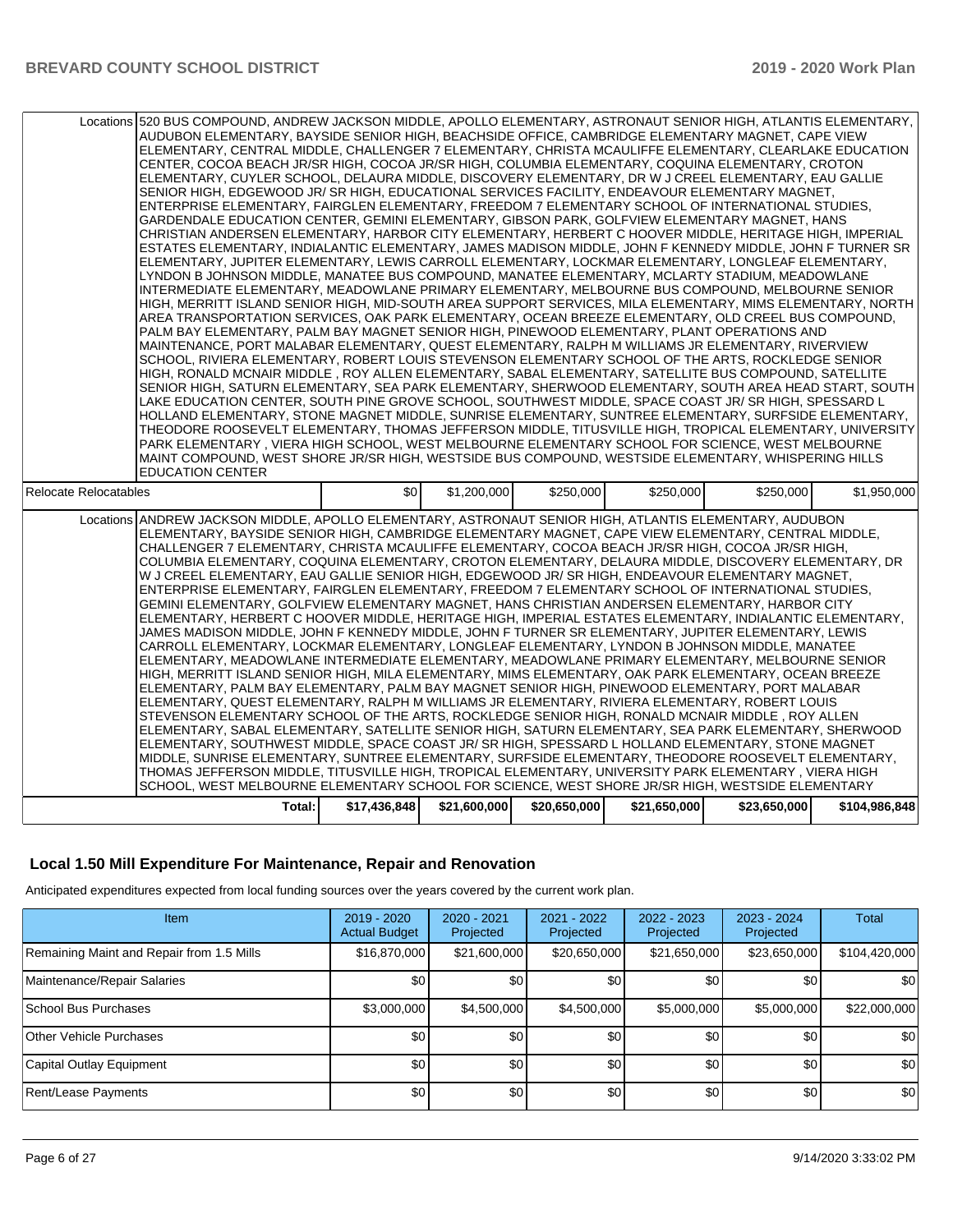| | | | | | | |
|---|---|---|---|---|---|---|
| Locations | 520 BUS COMPOUND, ANDREW JACKSON MIDDLE, APOLLO ELEMENTARY, ASTRONAUT SENIOR HIGH, ATLANTIS ELEMENTARY, AUDUBON ELEMENTARY, BAYSIDE SENIOR HIGH, BEACHSIDE OFFICE, CAMBRIDGE ELEMENTARY MAGNET, CAPE VIEW ELEMENTARY, CENTRAL MIDDLE, CHALLENGER 7 ELEMENTARY, CHRISTA MCAULIFFE ELEMENTARY, CLEARLAKE EDUCATION CENTER, COCOA BEACH JR/SR HIGH, COCOA JR/SR HIGH, COLUMBIA ELEMENTARY, COQUINA ELEMENTARY, CROTON ELEMENTARY, CUYLER SCHOOL, DELAURA MIDDLE, DISCOVERY ELEMENTARY, DR W J CREEL ELEMENTARY, EAU GALLIE SENIOR HIGH, EDGEWOOD JR/ SR HIGH, EDUCATIONAL SERVICES FACILITY, ENDEAVOUR ELEMENTARY MAGNET, ENTERPRISE ELEMENTARY, FAIRGLEN ELEMENTARY, FREEDOM 7 ELEMENTARY SCHOOL OF INTERNATIONAL STUDIES, GARDENDALE EDUCATION CENTER, GEMINI ELEMENTARY, GIBSON PARK, GOLFVIEW ELEMENTARY MAGNET, HANS CHRISTIAN ANDERSEN ELEMENTARY, HARBOR CITY ELEMENTARY, HERBERT C HOOVER MIDDLE, HERITAGE HIGH, IMPERIAL ESTATES ELEMENTARY, INDIALANTIC ELEMENTARY, JAMES MADISON MIDDLE, JOHN F KENNEDY MIDDLE, JOHN F TURNER SR ELEMENTARY, JUPITER ELEMENTARY, LEWIS CARROLL ELEMENTARY, LOCKMAR ELEMENTARY, LONGLEAF ELEMENTARY, LYNDON B JOHNSON MIDDLE, MANATEE BUS COMPOUND, MANATEE ELEMENTARY, MCLARTY STADIUM, MEADOWLANE INTERMEDIATE ELEMENTARY, MEADOWLANE PRIMARY ELEMENTARY, MELBOURNE BUS COMPOUND, MELBOURNE SENIOR HIGH, MERRITT ISLAND SENIOR HIGH, MID-SOUTH AREA SUPPORT SERVICES, MILA ELEMENTARY, MIMS ELEMENTARY, NORTH AREA TRANSPORTATION SERVICES, OAK PARK ELEMENTARY, OCEAN BREEZE ELEMENTARY, OLD CREEL BUS COMPOUND, PALM BAY ELEMENTARY, PALM BAY MAGNET SENIOR HIGH, PINEWOOD ELEMENTARY, PLANT OPERATIONS AND MAINTENANCE, PORT MALABAR ELEMENTARY, QUEST ELEMENTARY, RALPH M WILLIAMS JR ELEMENTARY, RIVERVIEW SCHOOL, RIVIERA ELEMENTARY, ROBERT LOUIS STEVENSON ELEMENTARY SCHOOL OF THE ARTS, ROCKLEDGE SENIOR HIGH, RONALD MCNAIR MIDDLE , ROY ALLEN ELEMENTARY, SABAL ELEMENTARY, SATELLITE BUS COMPOUND, SATELLITE SENIOR HIGH, SATURN ELEMENTARY, SEA PARK ELEMENTARY, SHERWOOD ELEMENTARY, SOUTH AREA HEAD START, SOUTH LAKE EDUCATION CENTER, SOUTH PINE GROVE SCHOOL, SOUTHWEST MIDDLE, SPACE COAST JR/ SR HIGH, SPESSARD L HOLLAND ELEMENTARY, STONE MAGNET MIDDLE, SUNRISE ELEMENTARY, SUNTREE ELEMENTARY, SURFSIDE ELEMENTARY, THEODORE ROOSEVELT ELEMENTARY, THOMAS JEFFERSON MIDDLE, TITUSVILLE HIGH, TROPICAL ELEMENTARY, UNIVERSITY PARK ELEMENTARY , VIERA HIGH SCHOOL, WEST MELBOURNE ELEMENTARY SCHOOL FOR SCIENCE, WEST MELBOURNE MAINT COMPOUND, WEST SHORE JR/SR HIGH, WESTSIDE BUS COMPOUND, WESTSIDE ELEMENTARY, WHISPERING HILLS EDUCATION CENTER | | | | | |
| Relocate Relocatables | | $0 | $1,200,000 | $250,000 | $250,000 | $250,000 | $1,950,000 |
| Locations | ANDREW JACKSON MIDDLE, APOLLO ELEMENTARY, ASTRONAUT SENIOR HIGH, ATLANTIS ELEMENTARY, AUDUBON ELEMENTARY, BAYSIDE SENIOR HIGH, CAMBRIDGE ELEMENTARY MAGNET, CAPE VIEW ELEMENTARY, CENTRAL MIDDLE, CHALLENGER 7 ELEMENTARY, CHRISTA MCAULIFFE ELEMENTARY, COCOA BEACH JR/SR HIGH, COCOA JR/SR HIGH, COLUMBIA ELEMENTARY, COQUINA ELEMENTARY, CROTON ELEMENTARY, DELAURA MIDDLE, DISCOVERY ELEMENTARY, DR W J CREEL ELEMENTARY, EAU GALLIE SENIOR HIGH, EDGEWOOD JR/ SR HIGH, ENDEAVOUR ELEMENTARY MAGNET, ENTERPRISE ELEMENTARY, FAIRGLEN ELEMENTARY, FREEDOM 7 ELEMENTARY SCHOOL OF INTERNATIONAL STUDIES, GEMINI ELEMENTARY, GOLFVIEW ELEMENTARY MAGNET, HANS CHRISTIAN ANDERSEN ELEMENTARY, HARBOR CITY ELEMENTARY, HERBERT C HOOVER MIDDLE, HERITAGE HIGH, IMPERIAL ESTATES ELEMENTARY, INDIALANTIC ELEMENTARY, JAMES MADISON MIDDLE, JOHN F KENNEDY MIDDLE, JOHN F TURNER SR ELEMENTARY, JUPITER ELEMENTARY, LEWIS CARROLL ELEMENTARY, LOCKMAR ELEMENTARY, LONGLEAF ELEMENTARY, LYNDON B JOHNSON MIDDLE, MANATEE ELEMENTARY, MEADOWLANE INTERMEDIATE ELEMENTARY, MEADOWLANE PRIMARY ELEMENTARY, MELBOURNE SENIOR HIGH, MERRITT ISLAND SENIOR HIGH, MILA ELEMENTARY, MIMS ELEMENTARY, OAK PARK ELEMENTARY, OCEAN BREEZE ELEMENTARY, PALM BAY ELEMENTARY, PALM BAY MAGNET SENIOR HIGH, PINEWOOD ELEMENTARY, PORT MALABAR ELEMENTARY, QUEST ELEMENTARY, RALPH M WILLIAMS JR ELEMENTARY, RIVIERA ELEMENTARY, ROBERT LOUIS STEVENSON ELEMENTARY SCHOOL OF THE ARTS, ROCKLEDGE SENIOR HIGH, RONALD MCNAIR MIDDLE , ROY ALLEN ELEMENTARY, SABAL ELEMENTARY, SATELLITE SENIOR HIGH, SATURN ELEMENTARY, SEA PARK ELEMENTARY, SHERWOOD ELEMENTARY, SOUTHWEST MIDDLE, SPACE COAST JR/ SR HIGH, SPESSARD L HOLLAND ELEMENTARY, STONE MAGNET MIDDLE, SUNRISE ELEMENTARY, SUNTREE ELEMENTARY, SURFSIDE ELEMENTARY, THEODORE ROOSEVELT ELEMENTARY, THOMAS JEFFERSON MIDDLE, TITUSVILLE HIGH, TROPICAL ELEMENTARY, UNIVERSITY PARK ELEMENTARY , VIERA HIGH SCHOOL, WEST MELBOURNE ELEMENTARY SCHOOL FOR SCIENCE, WEST SHORE JR/SR HIGH, WESTSIDE ELEMENTARY | | | | | |
| | Total: | $17,436,848 | $21,600,000 | $20,650,000 | $21,650,000 | $23,650,000 | $104,986,848 |

## Local 1.50 Mill Expenditure For Maintenance, Repair and Renovation

Anticipated expenditures expected from local funding sources over the years covered by the current work plan.

| Item | 2019 - 2020 Actual Budget | 2020 - 2021 Projected | 2021 - 2022 Projected | 2022 - 2023 Projected | 2023 - 2024 Projected | Total |
|---|---|---|---|---|---|---|
| Remaining Maint and Repair from 1.5 Mills | $16,870,000 | $21,600,000 | $20,650,000 | $21,650,000 | $23,650,000 | $104,420,000 |
| Maintenance/Repair Salaries | $0 | $0 | $0 | $0 | $0 | $0 |
| School Bus Purchases | $3,000,000 | $4,500,000 | $4,500,000 | $5,000,000 | $5,000,000 | $22,000,000 |
| Other Vehicle Purchases | $0 | $0 | $0 | $0 | $0 | $0 |
| Capital Outlay Equipment | $0 | $0 | $0 | $0 | $0 | $0 |
| Rent/Lease Payments | $0 | $0 | $0 | $0 | $0 | $0 |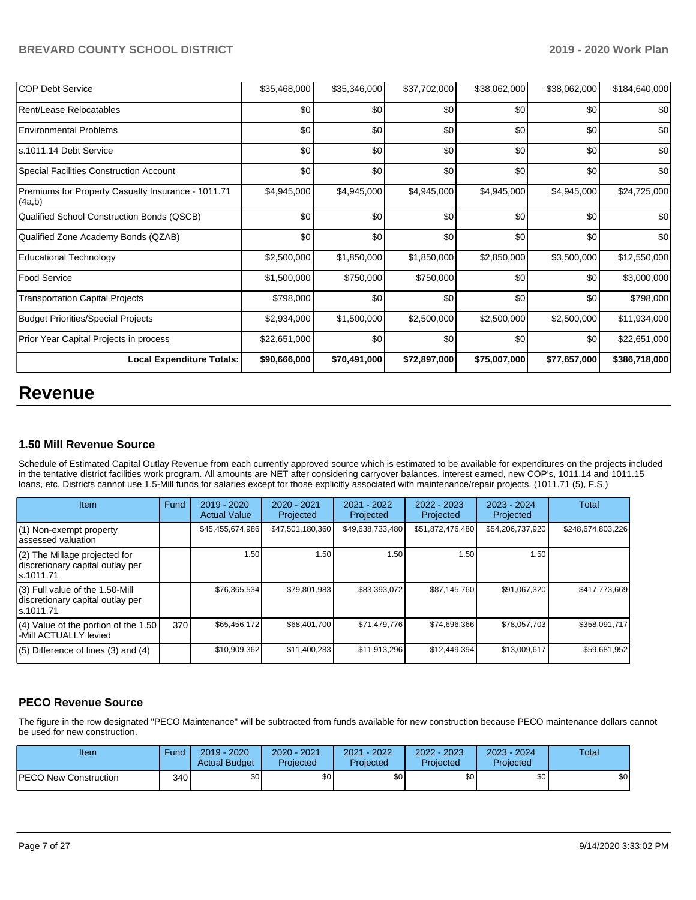| COP Debt Service | $35,468,000 | $35,346,000 | $37,702,000 | $38,062,000 | $38,062,000 | $184,640,000 |
|---|---|---|---|---|---|---|
| Rent/Lease Relocatables | $0 | $0 | $0 | $0 | $0 | $0 |
| Environmental Problems | $0 | $0 | $0 | $0 | $0 | $0 |
| s.1011.14 Debt Service | $0 | $0 | $0 | $0 | $0 | $0 |
| Special Facilities Construction Account | $0 | $0 | $0 | $0 | $0 | $0 |
| Premiums for Property Casualty Insurance - 1011.71 (4a,b) | $4,945,000 | $4,945,000 | $4,945,000 | $4,945,000 | $4,945,000 | $24,725,000 |
| Qualified School Construction Bonds (QSCB) | $0 | $0 | $0 | $0 | $0 | $0 |
| Qualified Zone Academy Bonds (QZAB) | $0 | $0 | $0 | $0 | $0 | $0 |
| Educational Technology | $2,500,000 | $1,850,000 | $1,850,000 | $2,850,000 | $3,500,000 | $12,550,000 |
| Food Service | $1,500,000 | $750,000 | $750,000 | $0 | $0 | $3,000,000 |
| Transportation Capital Projects | $798,000 | $0 | $0 | $0 | $0 | $798,000 |
| Budget Priorities/Special Projects | $2,934,000 | $1,500,000 | $2,500,000 | $2,500,000 | $2,500,000 | $11,934,000 |
| Prior Year Capital Projects in process | $22,651,000 | $0 | $0 | $0 | $0 | $22,651,000 |
| **Local Expenditure Totals:** | **$90,666,000** | **$70,491,000** | **$72,897,000** | **$75,007,000** | **$77,657,000** | **$386,718,000** |

# Revenue

### 1.50 Mill Revenue Source

Schedule of Estimated Capital Outlay Revenue from each currently approved source which is estimated to be available for expenditures on the projects included in the tentative district facilities work program. All amounts are NET after considering carryover balances, interest earned, new COP's, 1011.14 and 1011.15 loans, etc. Districts cannot use 1.5-Mill funds for salaries except for those explicitly associated with maintenance/repair projects. (1011.71 (5), F.S.)

| Item | Fund | 2019 - 2020 Actual Value | 2020 - 2021 Projected | 2021 - 2022 Projected | 2022 - 2023 Projected | 2023 - 2024 Projected | Total |
|---|---|---|---|---|---|---|---|
| (1) Non-exempt property assessed valuation | | $45,455,674,986 | $47,501,180,360 | $49,638,733,480 | $51,872,476,480 | $54,206,737,920 | $248,674,803,226 |
| (2) The Millage projected for discretionary capital outlay per s.1011.71 | | 1.50 | 1.50 | 1.50 | 1.50 | 1.50 | |
| (3) Full value of the 1.50-Mill discretionary capital outlay per s.1011.71 | | $76,365,534 | $79,801,983 | $83,393,072 | $87,145,760 | $91,067,320 | $417,773,669 |
| (4) Value of the portion of the 1.50 -Mill ACTUALLY levied | 370 | $65,456,172 | $68,401,700 | $71,479,776 | $74,696,366 | $78,057,703 | $358,091,717 |
| (5) Difference of lines (3) and (4) | | $10,909,362 | $11,400,283 | $11,913,296 | $12,449,394 | $13,009,617 | $59,681,952 |

### PECO Revenue Source

The figure in the row designated "PECO Maintenance" will be subtracted from funds available for new construction because PECO maintenance dollars cannot be used for new construction.

| Item | Fund | 2019 - 2020 Actual Budget | 2020 - 2021 Projected | 2021 - 2022 Projected | 2022 - 2023 Projected | 2023 - 2024 Projected | Total |
|---|---|---|---|---|---|---|---|
| PECO New Construction | 340 | $0 | $0 | $0 | $0 | $0 | $0 |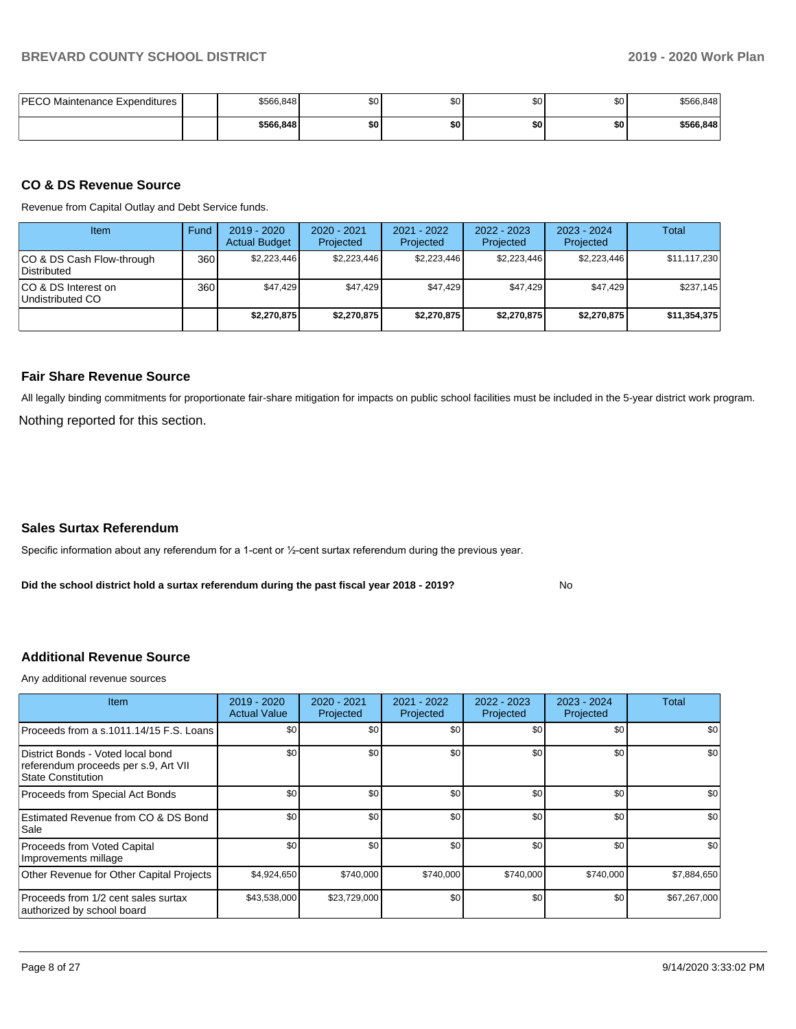| PECO Maintenance Expenditures | | $566,848 | $0 | $0 | $0 | $0 | $566,848 |
|---|---|---|---|---|---|---|---|
| | | **$566,848** | **$0** | **$0** | **$0** | **$0** | **$566,848** |

## CO & DS Revenue Source

Revenue from Capital Outlay and Debt Service funds.

| Item | Fund | 2019 - 2020 Actual Budget | 2020 - 2021 Projected | 2021 - 2022 Projected | 2022 - 2023 Projected | 2023 - 2024 Projected | Total |
|---|---|---|---|---|---|---|---|
| CO & DS Cash Flow-through Distributed | 360 | $2,223,446 | $2,223,446 | $2,223,446 | $2,223,446 | $2,223,446 | $11,117,230 |
| CO & DS Interest on Undistributed CO | 360 | $47,429 | $47,429 | $47,429 | $47,429 | $47,429 | $237,145 |
| | | **$2,270,875** | **$2,270,875** | **$2,270,875** | **$2,270,875** | **$2,270,875** | **$11,354,375** |

## Fair Share Revenue Source

All legally binding commitments for proportionate fair-share mitigation for impacts on public school facilities must be included in the 5-year district work program.

Nothing reported for this section.

## Sales Surtax Referendum

Specific information about any referendum for a 1-cent or ½-cent surtax referendum during the previous year.

**Did the school district hold a surtax referendum during the past fiscal year 2018 - 2019?** No

## Additional Revenue Source

Any additional revenue sources

| Item | 2019 - 2020 Actual Value | 2020 - 2021 Projected | 2021 - 2022 Projected | 2022 - 2023 Projected | 2023 - 2024 Projected | Total |
|---|---|---|---|---|---|---|
| Proceeds from a s.1011.14/15 F.S. Loans | $0 | $0 | $0 | $0 | $0 | $0 |
| District Bonds - Voted local bond referendum proceeds per s.9, Art VII State Constitution | $0 | $0 | $0 | $0 | $0 | $0 |
| Proceeds from Special Act Bonds | $0 | $0 | $0 | $0 | $0 | $0 |
| Estimated Revenue from CO & DS Bond Sale | $0 | $0 | $0 | $0 | $0 | $0 |
| Proceeds from Voted Capital Improvements millage | $0 | $0 | $0 | $0 | $0 | $0 |
| Other Revenue for Other Capital Projects | $4,924,650 | $740,000 | $740,000 | $740,000 | $740,000 | $7,884,650 |
| Proceeds from 1/2 cent sales surtax authorized by school board | $43,538,000 | $23,729,000 | $0 | $0 | $0 | $67,267,000 |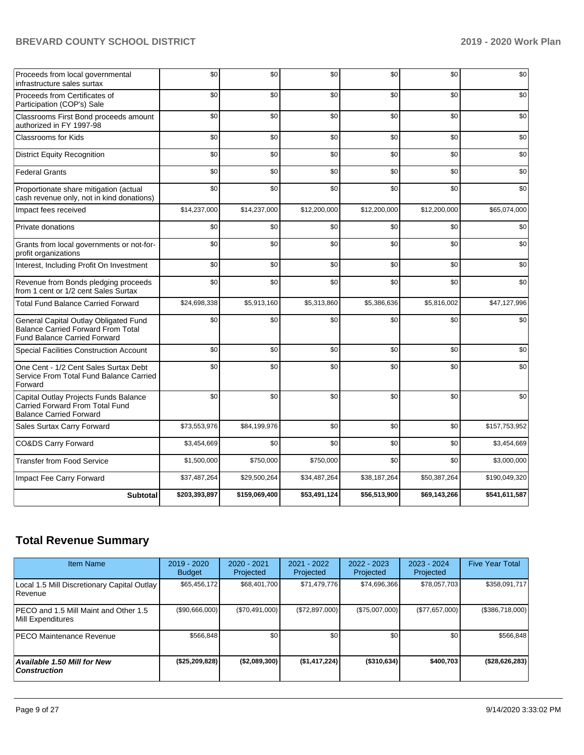| | | | | | | |
|---|---|---|---|---|---|---|
| Proceeds from local governmental infrastructure sales surtax | $0 | $0 | $0 | $0 | $0 | $0 |
| Proceeds from Certificates of Participation (COP's) Sale | $0 | $0 | $0 | $0 | $0 | $0 |
| Classrooms First Bond proceeds amount authorized in FY 1997-98 | $0 | $0 | $0 | $0 | $0 | $0 |
| Classrooms for Kids | $0 | $0 | $0 | $0 | $0 | $0 |
| District Equity Recognition | $0 | $0 | $0 | $0 | $0 | $0 |
| Federal Grants | $0 | $0 | $0 | $0 | $0 | $0 |
| Proportionate share mitigation (actual cash revenue only, not in kind donations) | $0 | $0 | $0 | $0 | $0 | $0 |
| Impact fees received | $14,237,000 | $14,237,000 | $12,200,000 | $12,200,000 | $12,200,000 | $65,074,000 |
| Private donations | $0 | $0 | $0 | $0 | $0 | $0 |
| Grants from local governments or not-for-profit organizations | $0 | $0 | $0 | $0 | $0 | $0 |
| Interest, Including Profit On Investment | $0 | $0 | $0 | $0 | $0 | $0 |
| Revenue from Bonds pledging proceeds from 1 cent or 1/2 cent Sales Surtax | $0 | $0 | $0 | $0 | $0 | $0 |
| Total Fund Balance Carried Forward | $24,698,338 | $5,913,160 | $5,313,860 | $5,386,636 | $5,816,002 | $47,127,996 |
| General Capital Outlay Obligated Fund Balance Carried Forward From Total Fund Balance Carried Forward | $0 | $0 | $0 | $0 | $0 | $0 |
| Special Facilities Construction Account | $0 | $0 | $0 | $0 | $0 | $0 |
| One Cent - 1/2 Cent Sales Surtax Debt Service From Total Fund Balance Carried Forward | $0 | $0 | $0 | $0 | $0 | $0 |
| Capital Outlay Projects Funds Balance Carried Forward From Total Fund Balance Carried Forward | $0 | $0 | $0 | $0 | $0 | $0 |
| Sales Surtax Carry Forward | $73,553,976 | $84,199,976 | $0 | $0 | $0 | $157,753,952 |
| CO&DS Carry Forward | $3,454,669 | $0 | $0 | $0 | $0 | $3,454,669 |
| Transfer from Food Service | $1,500,000 | $750,000 | $750,000 | $0 | $0 | $3,000,000 |
| Impact Fee Carry Forward | $37,487,264 | $29,500,264 | $34,487,264 | $38,187,264 | $50,387,264 | $190,049,320 |
| **Subtotal** | **$203,393,897** | **$159,069,400** | **$53,491,124** | **$56,513,900** | **$69,143,266** | **$541,611,587** |

## Total Revenue Summary

| Item Name | 2019 - 2020 Budget | 2020 - 2021 Projected | 2021 - 2022 Projected | 2022 - 2023 Projected | 2023 - 2024 Projected | Five Year Total |
|---|---|---|---|---|---|---|
| Local 1.5 Mill Discretionary Capital Outlay Revenue | $65,456,172 | $68,401,700 | $71,479,776 | $74,696,366 | $78,057,703 | $358,091,717 |
| PECO and 1.5 Mill Maint and Other 1.5 Mill Expenditures | ($90,666,000) | ($70,491,000) | ($72,897,000) | ($75,007,000) | ($77,657,000) | ($386,718,000) |
| PECO Maintenance Revenue | $566,848 | $0 | $0 | $0 | $0 | $566,848 |
| ***Available 1.50 Mill for New Construction*** | **($25,209,828)** | **($2,089,300)** | **($1,417,224)** | **($310,634)** | **$400,703** | **($28,626,283)** |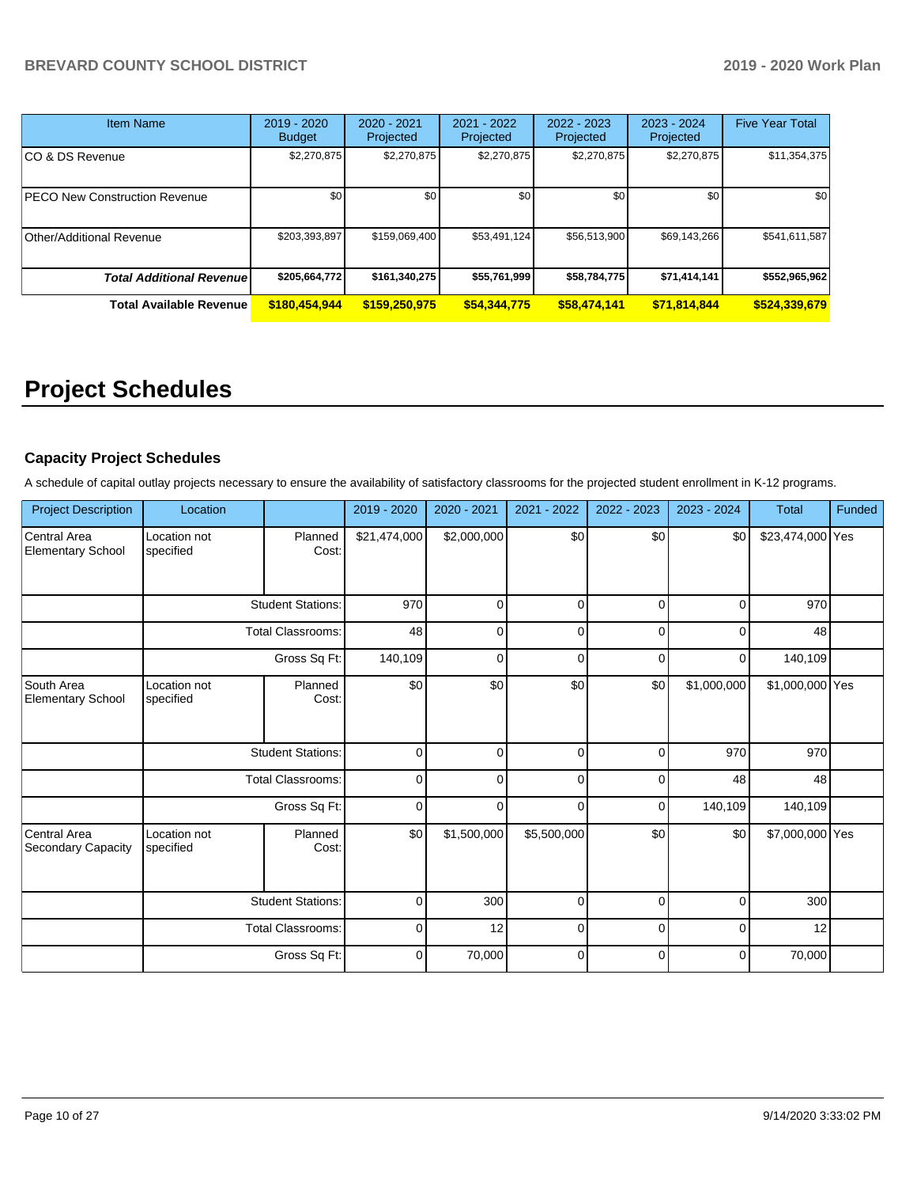| Item Name | 2019 - 2020 Budget | 2020 - 2021 Projected | 2021 - 2022 Projected | 2022 - 2023 Projected | 2023 - 2024 Projected | Five Year Total |
|---|---|---|---|---|---|---|
| CO & DS Revenue | $2,270,875 | $2,270,875 | $2,270,875 | $2,270,875 | $2,270,875 | $11,354,375 |
| PECO New Construction Revenue | $0 | $0 | $0 | $0 | $0 | $0 |
| Other/Additional Revenue | $203,393,897 | $159,069,400 | $53,491,124 | $56,513,900 | $69,143,266 | $541,611,587 |
| ***Total Additional Revenue*** | **$205,664,772** | **$161,340,275** | **$55,761,999** | **$58,784,775** | **$71,414,141** | **$552,965,962** |
| **Total Available Revenue** | **$180,454,944** | **$159,250,975** | **$54,344,775** | **$58,474,141** | **$71,814,844** | **$524,339,679** |

# Project Schedules

### Capacity Project Schedules

A schedule of capital outlay projects necessary to ensure the availability of satisfactory classrooms for the projected student enrollment in K-12 programs.

| Project Description | Location | | 2019 - 2020 | 2020 - 2021 | 2021 - 2022 | 2022 - 2023 | 2023 - 2024 | Total | Funded |
|---|---|---|---|---|---|---|---|---|---|
| Central Area Elementary School | Location not specified | Planned Cost: | $21,474,000 | $2,000,000 | $0 | $0 | $0 | $23,474,000 | Yes |
| | | Student Stations: | 970 | 0 | 0 | 0 | 0 | 970 | |
| | | Total Classrooms: | 48 | 0 | 0 | 0 | 0 | 48 | |
| | | Gross Sq Ft: | 140,109 | 0 | 0 | 0 | 0 | 140,109 | |
| South Area Elementary School | Location not specified | Planned Cost: | $0 | $0 | $0 | $0 | $1,000,000 | $1,000,000 | Yes |
| | | Student Stations: | 0 | 0 | 0 | 0 | 970 | 970 | |
| | | Total Classrooms: | 0 | 0 | 0 | 0 | 48 | 48 | |
| | | Gross Sq Ft: | 0 | 0 | 0 | 0 | 140,109 | 140,109 | |
| Central Area Secondary Capacity | Location not specified | Planned Cost: | $0 | $1,500,000 | $5,500,000 | $0 | $0 | $7,000,000 | Yes |
| | | Student Stations: | 0 | 300 | 0 | 0 | 0 | 300 | |
| | | Total Classrooms: | 0 | 12 | 0 | 0 | 0 | 12 | |
| | | Gross Sq Ft: | 0 | 70,000 | 0 | 0 | 0 | 70,000 | |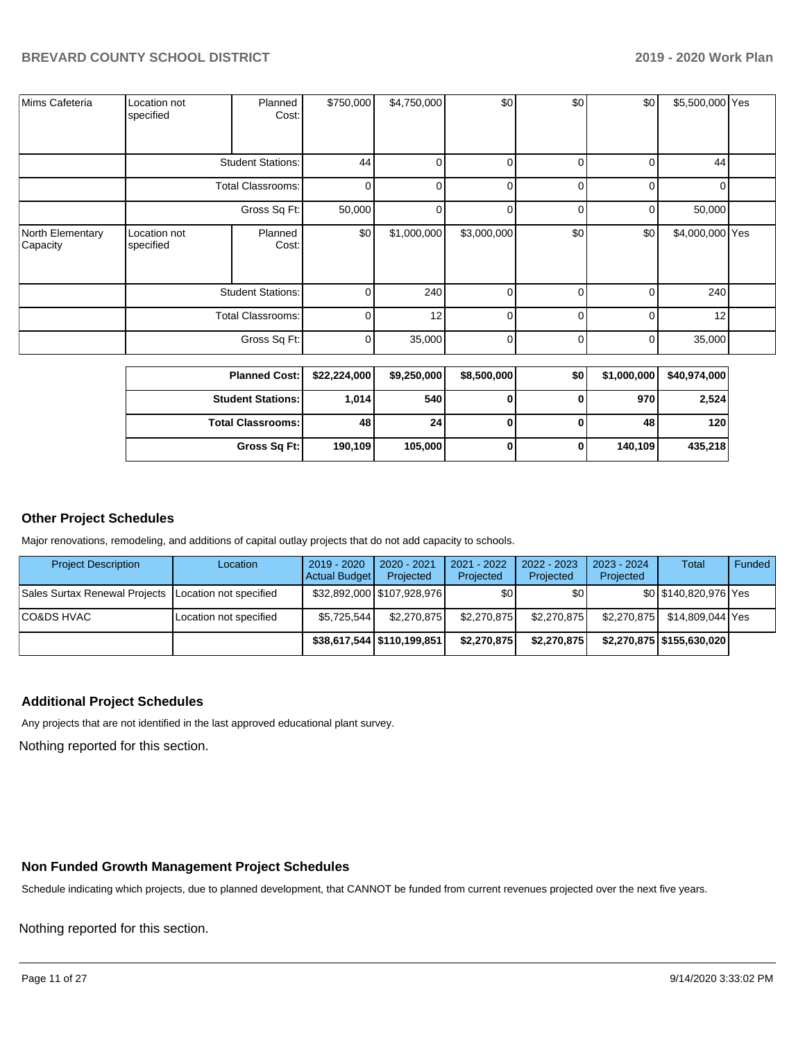| Mims Cafeteria | Location not specified | Planned Cost: | $750,000 | $4,750,000 | $0 | $0 | $0 | $5,500,000 | Yes |
|---|---|---|---|---|---|---|---|---|---|
| | | Student Stations: | 44 | 0 | 0 | 0 | 0 | 44 | |
| | | Total Classrooms: | 0 | 0 | 0 | 0 | 0 | 0 | |
| | | Gross Sq Ft: | 50,000 | 0 | 0 | 0 | 0 | 50,000 | |
| North Elementary Capacity | Location not specified | Planned Cost: | $0 | $1,000,000 | $3,000,000 | $0 | $0 | $4,000,000 | Yes |
| | | Student Stations: | 0 | 240 | 0 | 0 | 0 | 240 | |
| | | Total Classrooms: | 0 | 12 | 0 | 0 | 0 | 12 | |
| | | Gross Sq Ft: | 0 | 35,000 | 0 | 0 | 0 | 35,000 | |

| | | | | | | |
|---|---|---|---|---|---|---|
| **Planned Cost:** | **$22,224,000** | **$9,250,000** | **$8,500,000** | **$0** | **$1,000,000** | **$40,974,000** |
| **Student Stations:** | **1,014** | **540** | **0** | **0** | **970** | **2,524** |
| **Total Classrooms:** | **48** | **24** | **0** | **0** | **48** | **120** |
| **Gross Sq Ft:** | **190,109** | **105,000** | **0** | **0** | **140,109** | **435,218** |

## Other Project Schedules

Major renovations, remodeling, and additions of capital outlay projects that do not add capacity to schools.

| Project Description | Location | 2019 - 2020 Actual Budget | 2020 - 2021 Projected | 2021 - 2022 Projected | 2022 - 2023 Projected | 2023 - 2024 Projected | Total | Funded |
|---|---|---|---|---|---|---|---|---|
| Sales Surtax Renewal Projects | Location not specified | $32,892,000 | $107,928,976 | $0 | $0 | $0 | $140,820,976 | Yes |
| CO&DS HVAC | Location not specified | $5,725,544 | $2,270,875 | $2,270,875 | $2,270,875 | $2,270,875 | $14,809,044 | Yes |
| | | **$38,617,544** | **$110,199,851** | **$2,270,875** | **$2,270,875** | **$2,270,875** | **$155,630,020** | |

## Additional Project Schedules

Any projects that are not identified in the last approved educational plant survey.

Nothing reported for this section.

## Non Funded Growth Management Project Schedules

Schedule indicating which projects, due to planned development, that CANNOT be funded from current revenues projected over the next five years.

Nothing reported for this section.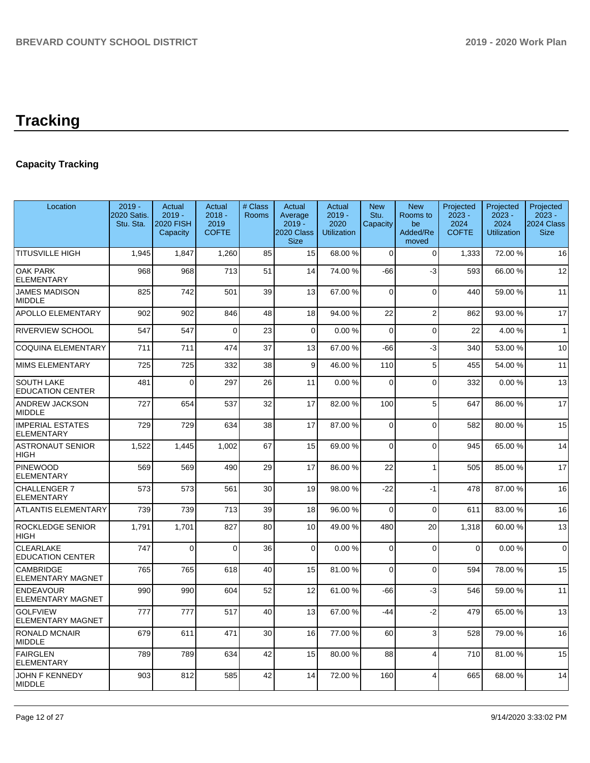# Tracking

## Capacity Tracking

| Location | 2019 - 2020 Satis. Stu. Sta. | Actual 2019 - 2020 FISH Capacity | Actual 2018 - 2019 COFTE | # Class Rooms | Actual Average 2019 - 2020 Class Size | Actual 2019 - 2020 Utilization | New Stu. Capacity | New Rooms to be Added/Removed | Projected 2023 - 2024 COFTE | Projected 2023 - 2024 Utilization | Projected 2023 - 2024 Class Size |
|---|---|---|---|---|---|---|---|---|---|---|---|
| TITUSVILLE HIGH | 1,945 | 1,847 | 1,260 | 85 | 15 | 68.00 % | 0 | 0 | 1,333 | 72.00 % | 16 |
| OAK PARK ELEMENTARY | 968 | 968 | 713 | 51 | 14 | 74.00 % | -66 | -3 | 593 | 66.00 % | 12 |
| JAMES MADISON MIDDLE | 825 | 742 | 501 | 39 | 13 | 67.00 % | 0 | 0 | 440 | 59.00 % | 11 |
| APOLLO ELEMENTARY | 902 | 902 | 846 | 48 | 18 | 94.00 % | 22 | 2 | 862 | 93.00 % | 17 |
| RIVERVIEW SCHOOL | 547 | 547 | 0 | 23 | 0 | 0.00 % | 0 | 0 | 22 | 4.00 % | 1 |
| COQUINA ELEMENTARY | 711 | 711 | 474 | 37 | 13 | 67.00 % | -66 | -3 | 340 | 53.00 % | 10 |
| MIMS ELEMENTARY | 725 | 725 | 332 | 38 | 9 | 46.00 % | 110 | 5 | 455 | 54.00 % | 11 |
| SOUTH LAKE EDUCATION CENTER | 481 | 0 | 297 | 26 | 11 | 0.00 % | 0 | 0 | 332 | 0.00 % | 13 |
| ANDREW JACKSON MIDDLE | 727 | 654 | 537 | 32 | 17 | 82.00 % | 100 | 5 | 647 | 86.00 % | 17 |
| IMPERIAL ESTATES ELEMENTARY | 729 | 729 | 634 | 38 | 17 | 87.00 % | 0 | 0 | 582 | 80.00 % | 15 |
| ASTRONAUT SENIOR HIGH | 1,522 | 1,445 | 1,002 | 67 | 15 | 69.00 % | 0 | 0 | 945 | 65.00 % | 14 |
| PINEWOOD ELEMENTARY | 569 | 569 | 490 | 29 | 17 | 86.00 % | 22 | 1 | 505 | 85.00 % | 17 |
| CHALLENGER 7 ELEMENTARY | 573 | 573 | 561 | 30 | 19 | 98.00 % | -22 | -1 | 478 | 87.00 % | 16 |
| ATLANTIS ELEMENTARY | 739 | 739 | 713 | 39 | 18 | 96.00 % | 0 | 0 | 611 | 83.00 % | 16 |
| ROCKLEDGE SENIOR HIGH | 1,791 | 1,701 | 827 | 80 | 10 | 49.00 % | 480 | 20 | 1,318 | 60.00 % | 13 |
| CLEARLAKE EDUCATION CENTER | 747 | 0 | 0 | 36 | 0 | 0.00 % | 0 | 0 | 0 | 0.00 % | 0 |
| CAMBRIDGE ELEMENTARY MAGNET | 765 | 765 | 618 | 40 | 15 | 81.00 % | 0 | 0 | 594 | 78.00 % | 15 |
| ENDEAVOUR ELEMENTARY MAGNET | 990 | 990 | 604 | 52 | 12 | 61.00 % | -66 | -3 | 546 | 59.00 % | 11 |
| GOLFVIEW ELEMENTARY MAGNET | 777 | 777 | 517 | 40 | 13 | 67.00 % | -44 | -2 | 479 | 65.00 % | 13 |
| RONALD MCNAIR MIDDLE | 679 | 611 | 471 | 30 | 16 | 77.00 % | 60 | 3 | 528 | 79.00 % | 16 |
| FAIRGLEN ELEMENTARY | 789 | 789 | 634 | 42 | 15 | 80.00 % | 88 | 4 | 710 | 81.00 % | 15 |
| JOHN F KENNEDY MIDDLE | 903 | 812 | 585 | 42 | 14 | 72.00 % | 160 | 4 | 665 | 68.00 % | 14 |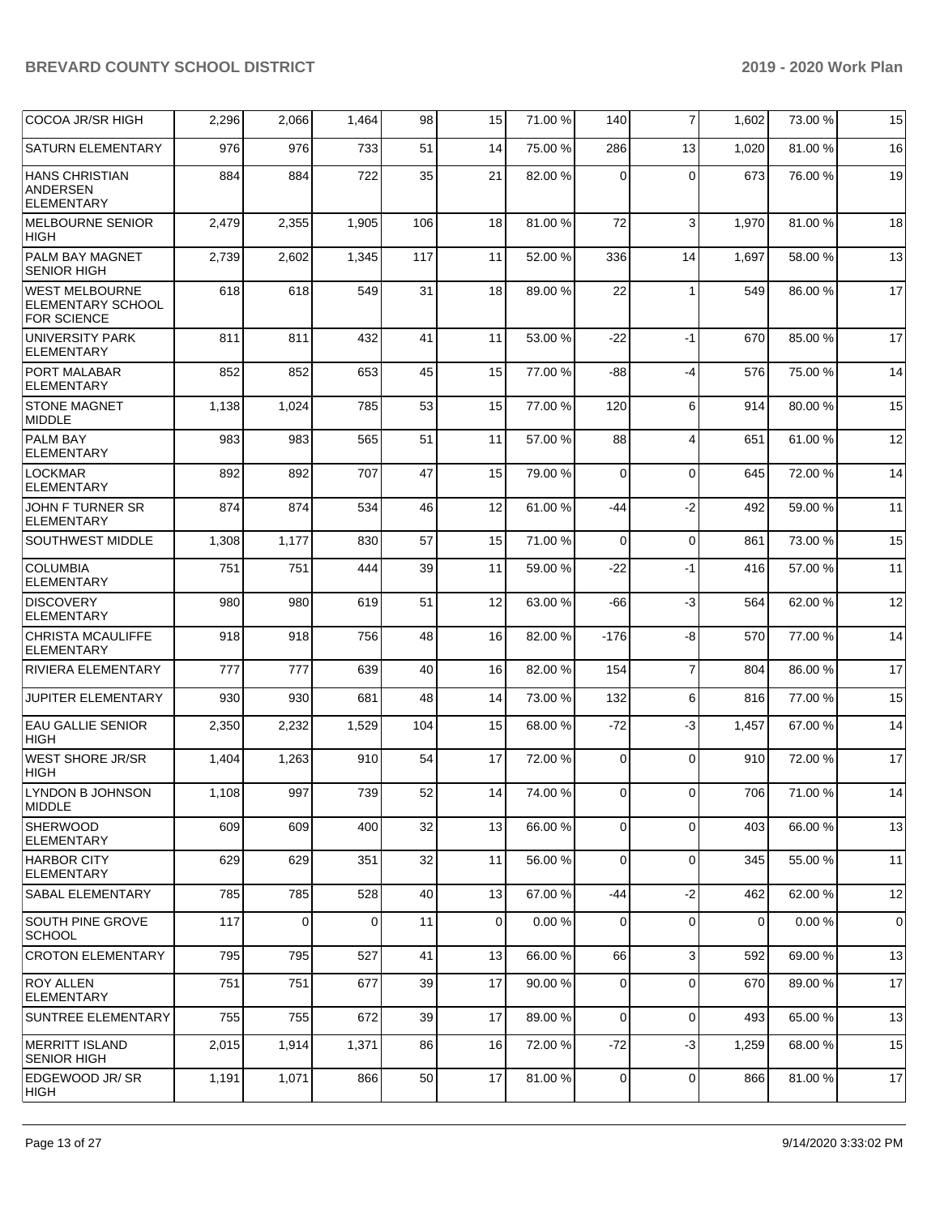| | | | | | | | | | | |
|---|---|---|---|---|---|---|---|---|---|---|
| COCOA JR/SR HIGH | 2,296 | 2,066 | 1,464 | 98 | 15 | 71.00 % | 140 | 7 | 1,602 | 73.00 % | 15 |
| SATURN ELEMENTARY | 976 | 976 | 733 | 51 | 14 | 75.00 % | 286 | 13 | 1,020 | 81.00 % | 16 |
| HANS CHRISTIAN ANDERSEN ELEMENTARY | 884 | 884 | 722 | 35 | 21 | 82.00 % | 0 | 0 | 673 | 76.00 % | 19 |
| MELBOURNE SENIOR HIGH | 2,479 | 2,355 | 1,905 | 106 | 18 | 81.00 % | 72 | 3 | 1,970 | 81.00 % | 18 |
| PALM BAY MAGNET SENIOR HIGH | 2,739 | 2,602 | 1,345 | 117 | 11 | 52.00 % | 336 | 14 | 1,697 | 58.00 % | 13 |
| WEST MELBOURNE ELEMENTARY SCHOOL FOR SCIENCE | 618 | 618 | 549 | 31 | 18 | 89.00 % | 22 | 1 | 549 | 86.00 % | 17 |
| UNIVERSITY PARK ELEMENTARY | 811 | 811 | 432 | 41 | 11 | 53.00 % | -22 | -1 | 670 | 85.00 % | 17 |
| PORT MALABAR ELEMENTARY | 852 | 852 | 653 | 45 | 15 | 77.00 % | -88 | -4 | 576 | 75.00 % | 14 |
| STONE MAGNET MIDDLE | 1,138 | 1,024 | 785 | 53 | 15 | 77.00 % | 120 | 6 | 914 | 80.00 % | 15 |
| PALM BAY ELEMENTARY | 983 | 983 | 565 | 51 | 11 | 57.00 % | 88 | 4 | 651 | 61.00 % | 12 |
| LOCKMAR ELEMENTARY | 892 | 892 | 707 | 47 | 15 | 79.00 % | 0 | 0 | 645 | 72.00 % | 14 |
| JOHN F TURNER SR ELEMENTARY | 874 | 874 | 534 | 46 | 12 | 61.00 % | -44 | -2 | 492 | 59.00 % | 11 |
| SOUTHWEST MIDDLE | 1,308 | 1,177 | 830 | 57 | 15 | 71.00 % | 0 | 0 | 861 | 73.00 % | 15 |
| COLUMBIA ELEMENTARY | 751 | 751 | 444 | 39 | 11 | 59.00 % | -22 | -1 | 416 | 57.00 % | 11 |
| DISCOVERY ELEMENTARY | 980 | 980 | 619 | 51 | 12 | 63.00 % | -66 | -3 | 564 | 62.00 % | 12 |
| CHRISTA MCAULIFFE ELEMENTARY | 918 | 918 | 756 | 48 | 16 | 82.00 % | -176 | -8 | 570 | 77.00 % | 14 |
| RIVIERA ELEMENTARY | 777 | 777 | 639 | 40 | 16 | 82.00 % | 154 | 7 | 804 | 86.00 % | 17 |
| JUPITER ELEMENTARY | 930 | 930 | 681 | 48 | 14 | 73.00 % | 132 | 6 | 816 | 77.00 % | 15 |
| EAU GALLIE SENIOR HIGH | 2,350 | 2,232 | 1,529 | 104 | 15 | 68.00 % | -72 | -3 | 1,457 | 67.00 % | 14 |
| WEST SHORE JR/SR HIGH | 1,404 | 1,263 | 910 | 54 | 17 | 72.00 % | 0 | 0 | 910 | 72.00 % | 17 |
| LYNDON B JOHNSON MIDDLE | 1,108 | 997 | 739 | 52 | 14 | 74.00 % | 0 | 0 | 706 | 71.00 % | 14 |
| SHERWOOD ELEMENTARY | 609 | 609 | 400 | 32 | 13 | 66.00 % | 0 | 0 | 403 | 66.00 % | 13 |
| HARBOR CITY ELEMENTARY | 629 | 629 | 351 | 32 | 11 | 56.00 % | 0 | 0 | 345 | 55.00 % | 11 |
| SABAL ELEMENTARY | 785 | 785 | 528 | 40 | 13 | 67.00 % | -44 | -2 | 462 | 62.00 % | 12 |
| SOUTH PINE GROVE SCHOOL | 117 | 0 | 0 | 11 | 0 | 0.00 % | 0 | 0 | 0 | 0.00 % | 0 |
| CROTON ELEMENTARY | 795 | 795 | 527 | 41 | 13 | 66.00 % | 66 | 3 | 592 | 69.00 % | 13 |
| ROY ALLEN ELEMENTARY | 751 | 751 | 677 | 39 | 17 | 90.00 % | 0 | 0 | 670 | 89.00 % | 17 |
| SUNTREE ELEMENTARY | 755 | 755 | 672 | 39 | 17 | 89.00 % | 0 | 0 | 493 | 65.00 % | 13 |
| MERRITT ISLAND SENIOR HIGH | 2,015 | 1,914 | 1,371 | 86 | 16 | 72.00 % | -72 | -3 | 1,259 | 68.00 % | 15 |
| EDGEWOOD JR/ SR HIGH | 1,191 | 1,071 | 866 | 50 | 17 | 81.00 % | 0 | 0 | 866 | 81.00 % | 17 |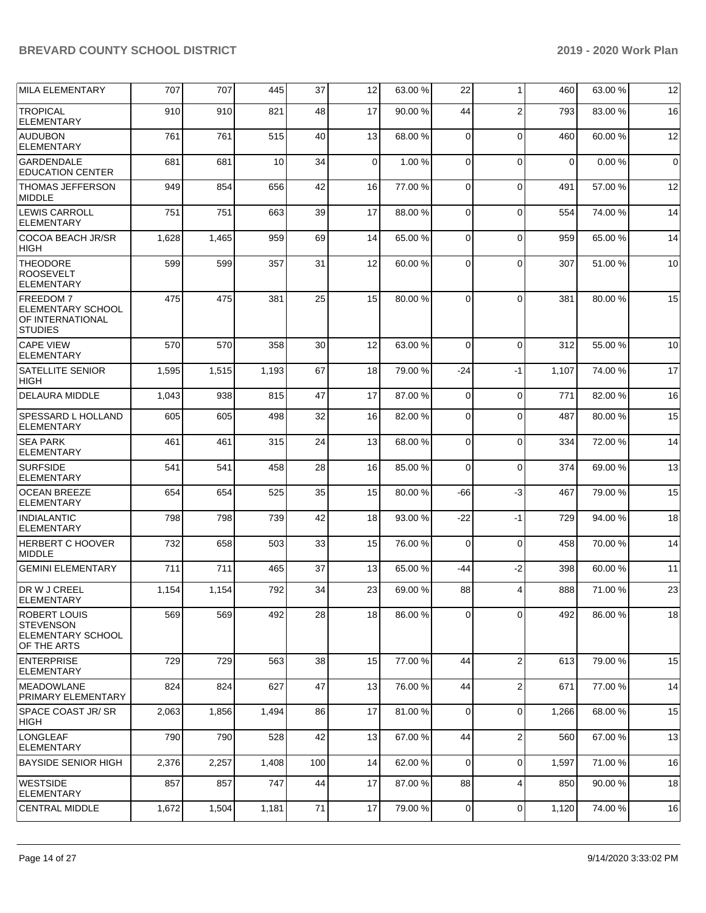| MILA ELEMENTARY | 707 | 707 | 445 | 37 | 12 | 63.00 % | 22 | 1 | 460 | 63.00 % | 12 |
|---|---|---|---|---|---|---|---|---|---|---|---|
| TROPICAL ELEMENTARY | 910 | 910 | 821 | 48 | 17 | 90.00 % | 44 | 2 | 793 | 83.00 % | 16 |
| AUDUBON ELEMENTARY | 761 | 761 | 515 | 40 | 13 | 68.00 % | 0 | 0 | 460 | 60.00 % | 12 |
| GARDENDALE EDUCATION CENTER | 681 | 681 | 10 | 34 | 0 | 1.00 % | 0 | 0 | 0 | 0.00 % | 0 |
| THOMAS JEFFERSON MIDDLE | 949 | 854 | 656 | 42 | 16 | 77.00 % | 0 | 0 | 491 | 57.00 % | 12 |
| LEWIS CARROLL ELEMENTARY | 751 | 751 | 663 | 39 | 17 | 88.00 % | 0 | 0 | 554 | 74.00 % | 14 |
| COCOA BEACH JR/SR HIGH | 1,628 | 1,465 | 959 | 69 | 14 | 65.00 % | 0 | 0 | 959 | 65.00 % | 14 |
| THEODORE ROOSEVELT ELEMENTARY | 599 | 599 | 357 | 31 | 12 | 60.00 % | 0 | 0 | 307 | 51.00 % | 10 |
| FREEDOM 7 ELEMENTARY SCHOOL OF INTERNATIONAL STUDIES | 475 | 475 | 381 | 25 | 15 | 80.00 % | 0 | 0 | 381 | 80.00 % | 15 |
| CAPE VIEW ELEMENTARY | 570 | 570 | 358 | 30 | 12 | 63.00 % | 0 | 0 | 312 | 55.00 % | 10 |
| SATELLITE SENIOR HIGH | 1,595 | 1,515 | 1,193 | 67 | 18 | 79.00 % | -24 | -1 | 1,107 | 74.00 % | 17 |
| DELAURA MIDDLE | 1,043 | 938 | 815 | 47 | 17 | 87.00 % | 0 | 0 | 771 | 82.00 % | 16 |
| SPESSARD L HOLLAND ELEMENTARY | 605 | 605 | 498 | 32 | 16 | 82.00 % | 0 | 0 | 487 | 80.00 % | 15 |
| SEA PARK ELEMENTARY | 461 | 461 | 315 | 24 | 13 | 68.00 % | 0 | 0 | 334 | 72.00 % | 14 |
| SURFSIDE ELEMENTARY | 541 | 541 | 458 | 28 | 16 | 85.00 % | 0 | 0 | 374 | 69.00 % | 13 |
| OCEAN BREEZE ELEMENTARY | 654 | 654 | 525 | 35 | 15 | 80.00 % | -66 | -3 | 467 | 79.00 % | 15 |
| INDIALANTIC ELEMENTARY | 798 | 798 | 739 | 42 | 18 | 93.00 % | -22 | -1 | 729 | 94.00 % | 18 |
| HERBERT C HOOVER MIDDLE | 732 | 658 | 503 | 33 | 15 | 76.00 % | 0 | 0 | 458 | 70.00 % | 14 |
| GEMINI ELEMENTARY | 711 | 711 | 465 | 37 | 13 | 65.00 % | -44 | -2 | 398 | 60.00 % | 11 |
| DR W J CREEL ELEMENTARY | 1,154 | 1,154 | 792 | 34 | 23 | 69.00 % | 88 | 4 | 888 | 71.00 % | 23 |
| ROBERT LOUIS STEVENSON ELEMENTARY SCHOOL OF THE ARTS | 569 | 569 | 492 | 28 | 18 | 86.00 % | 0 | 0 | 492 | 86.00 % | 18 |
| ENTERPRISE ELEMENTARY | 729 | 729 | 563 | 38 | 15 | 77.00 % | 44 | 2 | 613 | 79.00 % | 15 |
| MEADOWLANE PRIMARY ELEMENTARY | 824 | 824 | 627 | 47 | 13 | 76.00 % | 44 | 2 | 671 | 77.00 % | 14 |
| SPACE COAST JR/ SR HIGH | 2,063 | 1,856 | 1,494 | 86 | 17 | 81.00 % | 0 | 0 | 1,266 | 68.00 % | 15 |
| LONGLEAF ELEMENTARY | 790 | 790 | 528 | 42 | 13 | 67.00 % | 44 | 2 | 560 | 67.00 % | 13 |
| BAYSIDE SENIOR HIGH | 2,376 | 2,257 | 1,408 | 100 | 14 | 62.00 % | 0 | 0 | 1,597 | 71.00 % | 16 |
| WESTSIDE ELEMENTARY | 857 | 857 | 747 | 44 | 17 | 87.00 % | 88 | 4 | 850 | 90.00 % | 18 |
| CENTRAL MIDDLE | 1,672 | 1,504 | 1,181 | 71 | 17 | 79.00 % | 0 | 0 | 1,120 | 74.00 % | 16 |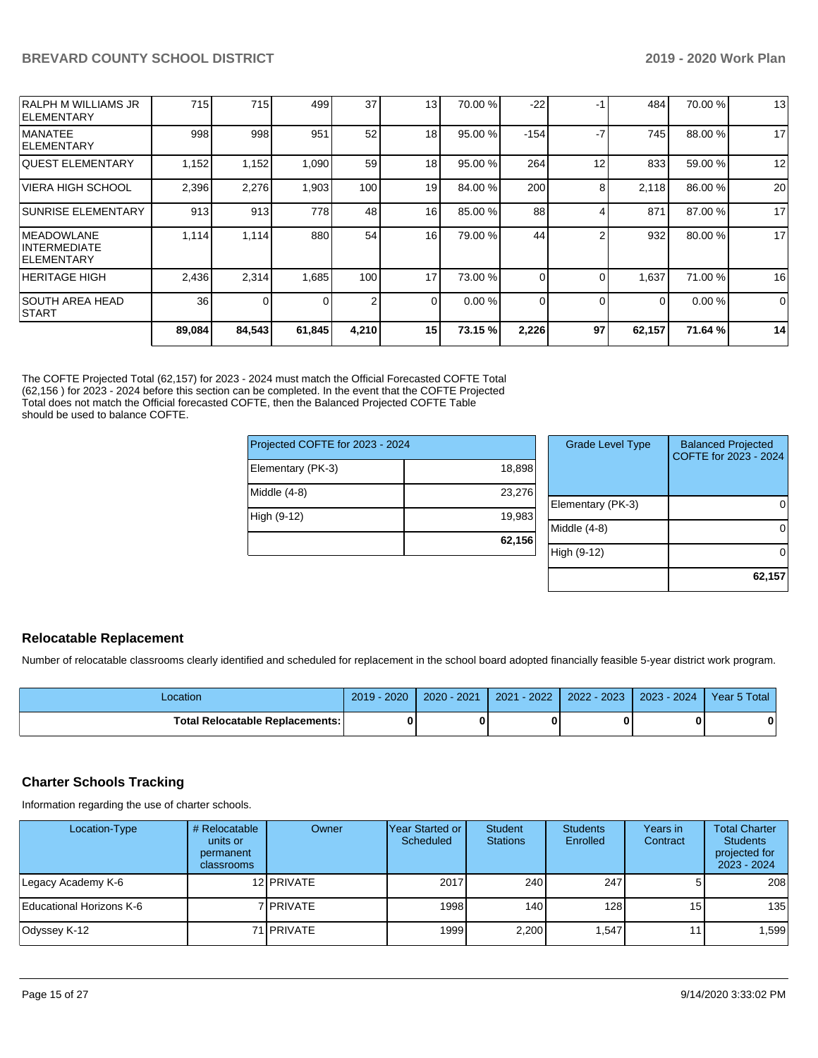| | | | | | | | | | | |
|---|---|---|---|---|---|---|---|---|---|---|
| RALPH M WILLIAMS JR ELEMENTARY | 715 | 715 | 499 | 37 | 13 | 70.00 % | -22 | -1 | 484 | 70.00 % | 13 |
| MANATEE ELEMENTARY | 998 | 998 | 951 | 52 | 18 | 95.00 % | -154 | -7 | 745 | 88.00 % | 17 |
| QUEST ELEMENTARY | 1,152 | 1,152 | 1,090 | 59 | 18 | 95.00 % | 264 | 12 | 833 | 59.00 % | 12 |
| VIERA HIGH SCHOOL | 2,396 | 2,276 | 1,903 | 100 | 19 | 84.00 % | 200 | 8 | 2,118 | 86.00 % | 20 |
| SUNRISE ELEMENTARY | 913 | 913 | 778 | 48 | 16 | 85.00 % | 88 | 4 | 871 | 87.00 % | 17 |
| MEADOWLANE INTERMEDIATE ELEMENTARY | 1,114 | 1,114 | 880 | 54 | 16 | 79.00 % | 44 | 2 | 932 | 80.00 % | 17 |
| HERITAGE HIGH | 2,436 | 2,314 | 1,685 | 100 | 17 | 73.00 % | 0 | 0 | 1,637 | 71.00 % | 16 |
| SOUTH AREA HEAD START | 36 | 0 | 0 | 2 | 0 | 0.00 % | 0 | 0 | 0 | 0.00 % | 0 |
| | **89,084** | **84,543** | **61,845** | **4,210** | **15** | **73.15 %** | **2,226** | **97** | **62,157** | **71.64 %** | **14** |

The COFTE Projected Total (62,157) for 2023 - 2024 must match the Official Forecasted COFTE Total (62,156 ) for 2023 - 2024 before this section can be completed. In the event that the COFTE Projected Total does not match the Official forecasted COFTE, then the Balanced Projected COFTE Table should be used to balance COFTE.

| Projected COFTE for 2023 - 2024 | |
|---|---|
| Elementary (PK-3) | 18,898 |
| Middle (4-8) | 23,276 |
| High (9-12) | 19,983 |
| | **62,156** |

| Grade Level Type | Balanced Projected COFTE for 2023 - 2024 |
|---|---|
| Elementary (PK-3) | 0 |
| Middle (4-8) | 0 |
| High (9-12) | 0 |
| | **62,157** |

## Relocatable Replacement

Number of relocatable classrooms clearly identified and scheduled for replacement in the school board adopted financially feasible 5-year district work program.

| Location | 2019 - 2020 | 2020 - 2021 | 2021 - 2022 | 2022 - 2023 | 2023 - 2024 | Year 5 Total |
|---|---|---|---|---|---|---|
| **Total Relocatable Replacements:** | **0** | **0** | **0** | **0** | **0** | **0** |

## Charter Schools Tracking

Information regarding the use of charter schools.

| Location-Type | # Relocatable units or permanent classrooms | Owner | Year Started or Scheduled | Student Stations | Students Enrolled | Years in Contract | Total Charter Students projected for 2023 - 2024 |
|---|---|---|---|---|---|---|---|
| Legacy Academy K-6 | 12 | PRIVATE | 2017 | 240 | 247 | 5 | 208 |
| Educational Horizons K-6 | 7 | PRIVATE | 1998 | 140 | 128 | 15 | 135 |
| Odyssey K-12 | 71 | PRIVATE | 1999 | 2,200 | 1,547 | 11 | 1,599 |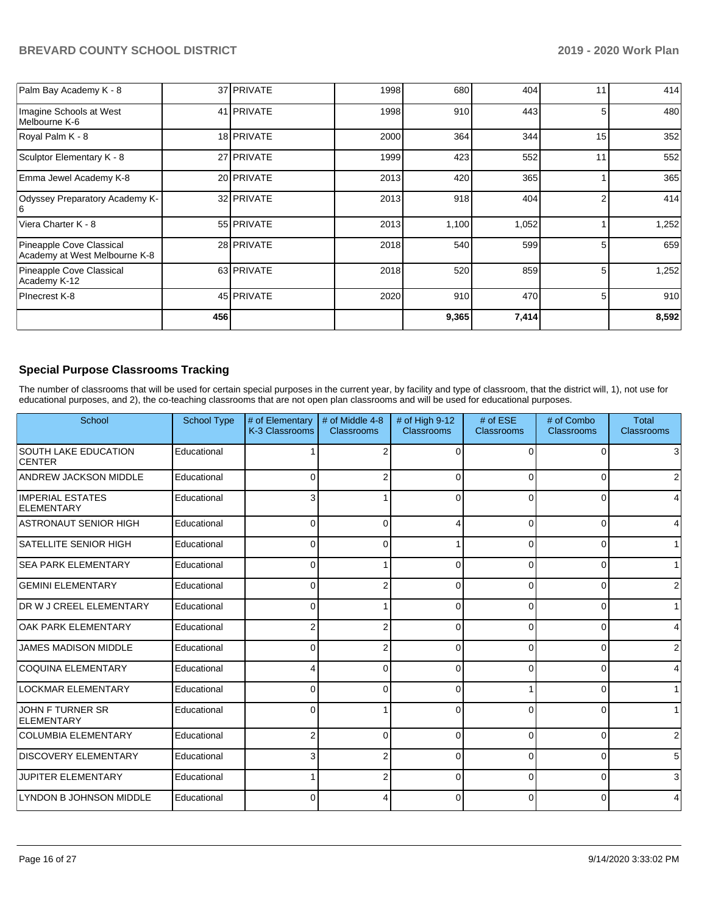| | | | | | | | |
|---|---|---|---|---|---|---|---|
| Palm Bay Academy K - 8 | 37 | PRIVATE | 1998 | 680 | 404 | 11 | 414 |
| Imagine Schools at West Melbourne K-6 | 41 | PRIVATE | 1998 | 910 | 443 | 5 | 480 |
| Royal Palm K - 8 | 18 | PRIVATE | 2000 | 364 | 344 | 15 | 352 |
| Sculptor Elementary K - 8 | 27 | PRIVATE | 1999 | 423 | 552 | 11 | 552 |
| Emma Jewel Academy K-8 | 20 | PRIVATE | 2013 | 420 | 365 | 1 | 365 |
| Odyssey Preparatory Academy K-6 | 32 | PRIVATE | 2013 | 918 | 404 | 2 | 414 |
| Viera Charter K - 8 | 55 | PRIVATE | 2013 | 1,100 | 1,052 | 1 | 1,252 |
| Pineapple Cove Classical Academy at West Melbourne K-8 | 28 | PRIVATE | 2018 | 540 | 599 | 5 | 659 |
| Pineapple Cove Classical Academy K-12 | 63 | PRIVATE | 2018 | 520 | 859 | 5 | 1,252 |
| PInecrest K-8 | 45 | PRIVATE | 2020 | 910 | 470 | 5 | 910 |
| | 456 | | | 9,365 | 7,414 | | 8,592 |

## Special Purpose Classrooms Tracking

The number of classrooms that will be used for certain special purposes in the current year, by facility and type of classroom, that the district will, 1), not use for educational purposes, and 2), the co-teaching classrooms that are not open plan classrooms and will be used for educational purposes.

| School | School Type | # of Elementary K-3 Classrooms | # of Middle 4-8 Classrooms | # of High 9-12 Classrooms | # of ESE Classrooms | # of Combo Classrooms | Total Classrooms |
|---|---|---|---|---|---|---|---|
| SOUTH LAKE EDUCATION CENTER | Educational | 1 | 2 | 0 | 0 | 0 | 3 |
| ANDREW JACKSON MIDDLE | Educational | 0 | 2 | 0 | 0 | 0 | 2 |
| IMPERIAL ESTATES ELEMENTARY | Educational | 3 | 1 | 0 | 0 | 0 | 4 |
| ASTRONAUT SENIOR HIGH | Educational | 0 | 0 | 4 | 0 | 0 | 4 |
| SATELLITE SENIOR HIGH | Educational | 0 | 0 | 1 | 0 | 0 | 1 |
| SEA PARK ELEMENTARY | Educational | 0 | 1 | 0 | 0 | 0 | 1 |
| GEMINI ELEMENTARY | Educational | 0 | 2 | 0 | 0 | 0 | 2 |
| DR W J CREEL ELEMENTARY | Educational | 0 | 1 | 0 | 0 | 0 | 1 |
| OAK PARK ELEMENTARY | Educational | 2 | 2 | 0 | 0 | 0 | 4 |
| JAMES MADISON MIDDLE | Educational | 0 | 2 | 0 | 0 | 0 | 2 |
| COQUINA ELEMENTARY | Educational | 4 | 0 | 0 | 0 | 0 | 4 |
| LOCKMAR ELEMENTARY | Educational | 0 | 0 | 0 | 1 | 0 | 1 |
| JOHN F TURNER SR ELEMENTARY | Educational | 0 | 1 | 0 | 0 | 0 | 1 |
| COLUMBIA ELEMENTARY | Educational | 2 | 0 | 0 | 0 | 0 | 2 |
| DISCOVERY ELEMENTARY | Educational | 3 | 2 | 0 | 0 | 0 | 5 |
| JUPITER ELEMENTARY | Educational | 1 | 2 | 0 | 0 | 0 | 3 |
| LYNDON B JOHNSON MIDDLE | Educational | 0 | 4 | 0 | 0 | 0 | 4 |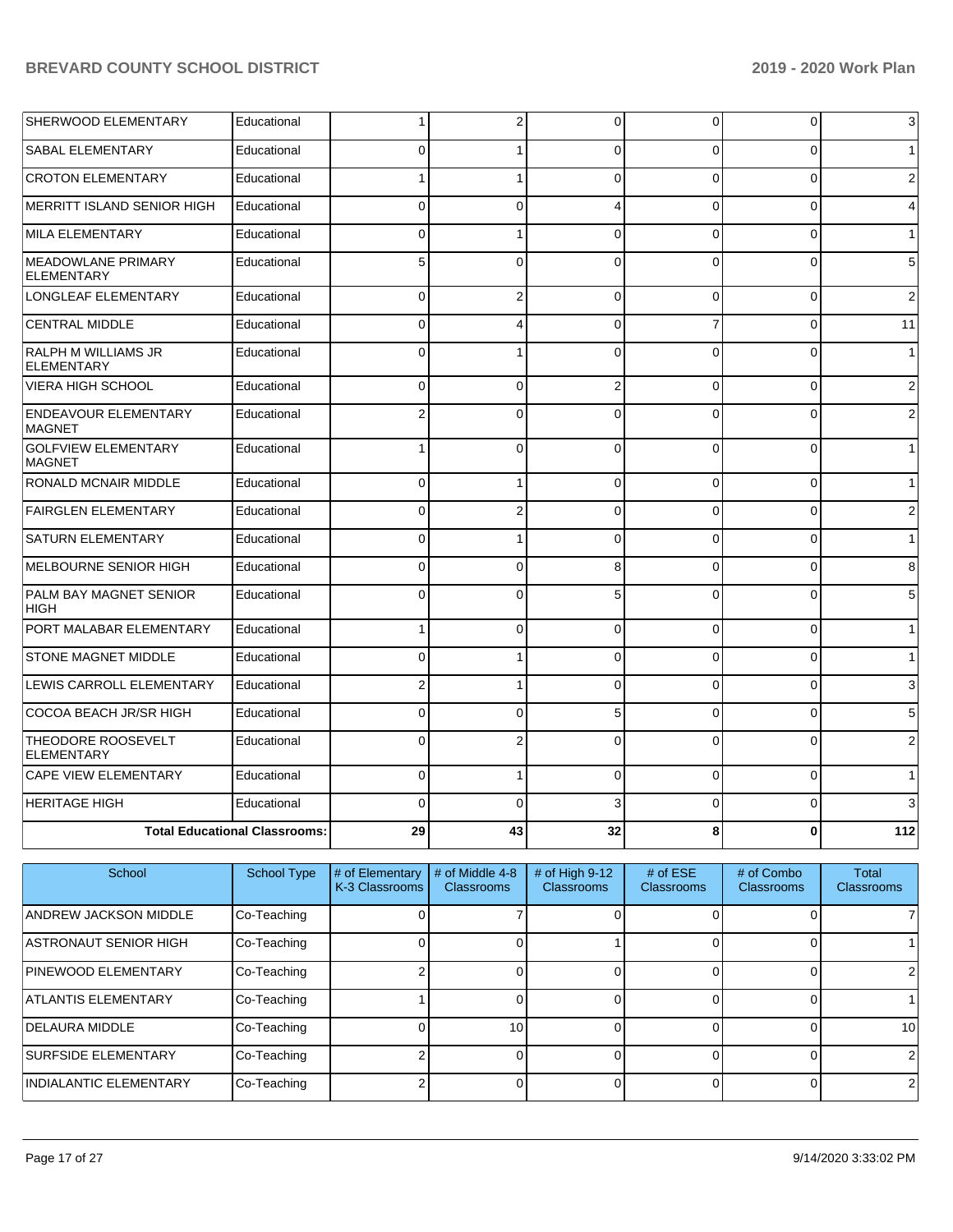| SHERWOOD ELEMENTARY | Educational | 1 | 2 | 0 | 0 | 0 | 3 |
|---|---|---|---|---|---|---|---|
| SABAL ELEMENTARY | Educational | 0 | 1 | 0 | 0 | 0 | 1 |
| CROTON ELEMENTARY | Educational | 1 | 1 | 0 | 0 | 0 | 2 |
| MERRITT ISLAND SENIOR HIGH | Educational | 0 | 0 | 4 | 0 | 0 | 4 |
| MILA ELEMENTARY | Educational | 0 | 1 | 0 | 0 | 0 | 1 |
| MEADOWLANE PRIMARY ELEMENTARY | Educational | 5 | 0 | 0 | 0 | 0 | 5 |
| LONGLEAF ELEMENTARY | Educational | 0 | 2 | 0 | 0 | 0 | 2 |
| CENTRAL MIDDLE | Educational | 0 | 4 | 0 | 7 | 0 | 11 |
| RALPH M WILLIAMS JR ELEMENTARY | Educational | 0 | 1 | 0 | 0 | 0 | 1 |
| VIERA HIGH SCHOOL | Educational | 0 | 0 | 2 | 0 | 0 | 2 |
| ENDEAVOUR ELEMENTARY MAGNET | Educational | 2 | 0 | 0 | 0 | 0 | 2 |
| GOLFVIEW ELEMENTARY MAGNET | Educational | 1 | 0 | 0 | 0 | 0 | 1 |
| RONALD MCNAIR MIDDLE | Educational | 0 | 1 | 0 | 0 | 0 | 1 |
| FAIRGLEN ELEMENTARY | Educational | 0 | 2 | 0 | 0 | 0 | 2 |
| SATURN ELEMENTARY | Educational | 0 | 1 | 0 | 0 | 0 | 1 |
| MELBOURNE SENIOR HIGH | Educational | 0 | 0 | 8 | 0 | 0 | 8 |
| PALM BAY MAGNET SENIOR HIGH | Educational | 0 | 0 | 5 | 0 | 0 | 5 |
| PORT MALABAR ELEMENTARY | Educational | 1 | 0 | 0 | 0 | 0 | 1 |
| STONE MAGNET MIDDLE | Educational | 0 | 1 | 0 | 0 | 0 | 1 |
| LEWIS CARROLL ELEMENTARY | Educational | 2 | 1 | 0 | 0 | 0 | 3 |
| COCOA BEACH JR/SR HIGH | Educational | 0 | 0 | 5 | 0 | 0 | 5 |
| THEODORE ROOSEVELT ELEMENTARY | Educational | 0 | 2 | 0 | 0 | 0 | 2 |
| CAPE VIEW ELEMENTARY | Educational | 0 | 1 | 0 | 0 | 0 | 1 |
| HERITAGE HIGH | Educational | 0 | 0 | 3 | 0 | 0 | 3 |
| **Total Educational Classrooms:** | | **29** | **43** | **32** | **8** | **0** | **112** |

| School | School Type | # of Elementary K-3 Classrooms | # of Middle 4-8 Classrooms | # of High 9-12 Classrooms | # of ESE Classrooms | # of Combo Classrooms | Total Classrooms |
|---|---|---|---|---|---|---|---|
| ANDREW JACKSON MIDDLE | Co-Teaching | 0 | 7 | 0 | 0 | 0 | 7 |
| ASTRONAUT SENIOR HIGH | Co-Teaching | 0 | 0 | 1 | 0 | 0 | 1 |
| PINEWOOD ELEMENTARY | Co-Teaching | 2 | 0 | 0 | 0 | 0 | 2 |
| ATLANTIS ELEMENTARY | Co-Teaching | 1 | 0 | 0 | 0 | 0 | 1 |
| DELAURA MIDDLE | Co-Teaching | 0 | 10 | 0 | 0 | 0 | 10 |
| SURFSIDE ELEMENTARY | Co-Teaching | 2 | 0 | 0 | 0 | 0 | 2 |
| INDIALANTIC ELEMENTARY | Co-Teaching | 2 | 0 | 0 | 0 | 0 | 2 |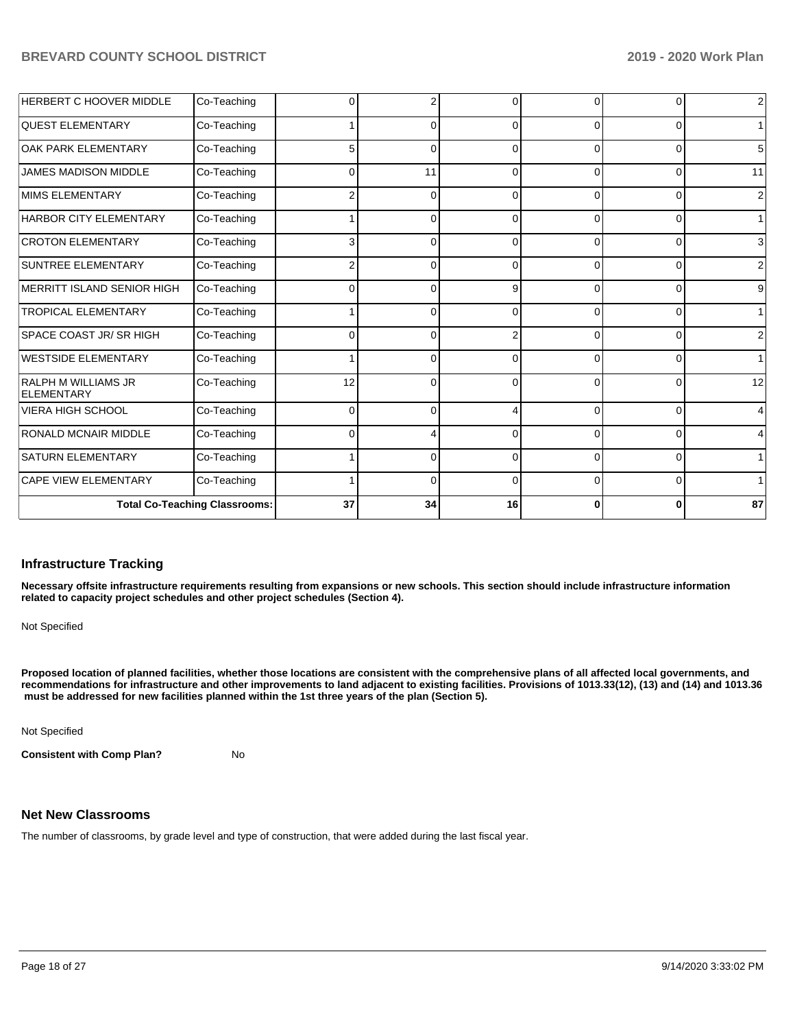| | | | | | | | |
|---|---|---|---|---|---|---|---|
| HERBERT C HOOVER MIDDLE | Co-Teaching | 0 | 2 | 0 | 0 | 0 | 2 |
| QUEST ELEMENTARY | Co-Teaching | 1 | 0 | 0 | 0 | 0 | 1 |
| OAK PARK ELEMENTARY | Co-Teaching | 5 | 0 | 0 | 0 | 0 | 5 |
| JAMES MADISON MIDDLE | Co-Teaching | 0 | 11 | 0 | 0 | 0 | 11 |
| MIMS ELEMENTARY | Co-Teaching | 2 | 0 | 0 | 0 | 0 | 2 |
| HARBOR CITY ELEMENTARY | Co-Teaching | 1 | 0 | 0 | 0 | 0 | 1 |
| CROTON ELEMENTARY | Co-Teaching | 3 | 0 | 0 | 0 | 0 | 3 |
| SUNTREE ELEMENTARY | Co-Teaching | 2 | 0 | 0 | 0 | 0 | 2 |
| MERRITT ISLAND SENIOR HIGH | Co-Teaching | 0 | 0 | 9 | 0 | 0 | 9 |
| TROPICAL ELEMENTARY | Co-Teaching | 1 | 0 | 0 | 0 | 0 | 1 |
| SPACE COAST JR/ SR HIGH | Co-Teaching | 0 | 0 | 2 | 0 | 0 | 2 |
| WESTSIDE ELEMENTARY | Co-Teaching | 1 | 0 | 0 | 0 | 0 | 1 |
| RALPH M WILLIAMS JR ELEMENTARY | Co-Teaching | 12 | 0 | 0 | 0 | 0 | 12 |
| VIERA HIGH SCHOOL | Co-Teaching | 0 | 0 | 4 | 0 | 0 | 4 |
| RONALD MCNAIR MIDDLE | Co-Teaching | 0 | 4 | 0 | 0 | 0 | 4 |
| SATURN ELEMENTARY | Co-Teaching | 1 | 0 | 0 | 0 | 0 | 1 |
| CAPE VIEW ELEMENTARY | Co-Teaching | 1 | 0 | 0 | 0 | 0 | 1 |
| **Total Co-Teaching Classrooms:** | | **37** | **34** | **16** | **0** | **0** | **87** |

## Infrastructure Tracking

**Necessary offsite infrastructure requirements resulting from expansions or new schools. This section should include infrastructure information related to capacity project schedules and other project schedules (Section 4).**

Not Specified

**Proposed location of planned facilities, whether those locations are consistent with the comprehensive plans of all affected local governments, and recommendations for infrastructure and other improvements to land adjacent to existing facilities. Provisions of 1013.33(12), (13) and (14) and 1013.36 must be addressed for new facilities planned within the 1st three years of the plan (Section 5).**

Not Specified

**Consistent with Comp Plan?** No

## Net New Classrooms

The number of classrooms, by grade level and type of construction, that were added during the last fiscal year.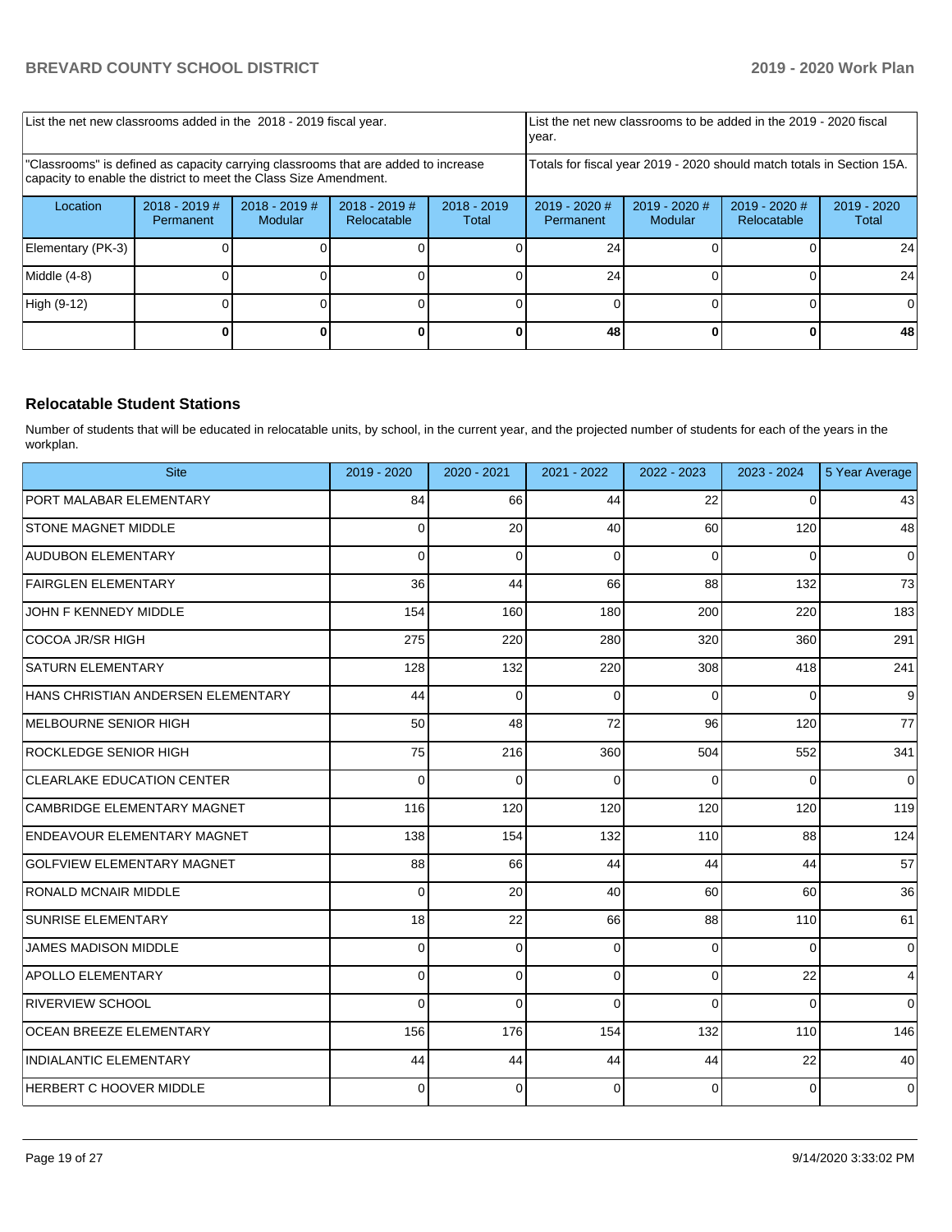| List the net new classrooms added in the 2018 - 2019 fiscal year. | | | | | List the net new classrooms to be added in the 2019 - 2020 fiscal year. | | | |
|---|---|---|---|---|---|---|---|---|
| "Classrooms" is defined as capacity carrying classrooms that are added to increase capacity to enable the district to meet the Class Size Amendment. | | | | | Totals for fiscal year 2019 - 2020 should match totals in Section 15A. | | | |
| Location | 2018 - 2019 # Permanent | 2018 - 2019 # Modular | 2018 - 2019 # Relocatable | 2018 - 2019 Total | 2019 - 2020 # Permanent | 2019 - 2020 # Modular | 2019 - 2020 # Relocatable | 2019 - 2020 Total |
| Elementary (PK-3) | 0 | 0 | 0 | 0 | 24 | 0 | 0 | 24 |
| Middle (4-8) | 0 | 0 | 0 | 0 | 24 | 0 | 0 | 24 |
| High (9-12) | 0 | 0 | 0 | 0 | 0 | 0 | 0 | 0 |
| | **0** | **0** | **0** | **0** | **48** | **0** | **0** | **48** |

### Relocatable Student Stations

Number of students that will be educated in relocatable units, by school, in the current year, and the projected number of students for each of the years in the workplan.

| Site | 2019 - 2020 | 2020 - 2021 | 2021 - 2022 | 2022 - 2023 | 2023 - 2024 | 5 Year Average |
|---|---|---|---|---|---|---|
| PORT MALABAR ELEMENTARY | 84 | 66 | 44 | 22 | 0 | 43 |
| STONE MAGNET MIDDLE | 0 | 20 | 40 | 60 | 120 | 48 |
| AUDUBON ELEMENTARY | 0 | 0 | 0 | 0 | 0 | 0 |
| FAIRGLEN ELEMENTARY | 36 | 44 | 66 | 88 | 132 | 73 |
| JOHN F KENNEDY MIDDLE | 154 | 160 | 180 | 200 | 220 | 183 |
| COCOA JR/SR HIGH | 275 | 220 | 280 | 320 | 360 | 291 |
| SATURN ELEMENTARY | 128 | 132 | 220 | 308 | 418 | 241 |
| HANS CHRISTIAN ANDERSEN ELEMENTARY | 44 | 0 | 0 | 0 | 0 | 9 |
| MELBOURNE SENIOR HIGH | 50 | 48 | 72 | 96 | 120 | 77 |
| ROCKLEDGE SENIOR HIGH | 75 | 216 | 360 | 504 | 552 | 341 |
| CLEARLAKE EDUCATION CENTER | 0 | 0 | 0 | 0 | 0 | 0 |
| CAMBRIDGE ELEMENTARY MAGNET | 116 | 120 | 120 | 120 | 120 | 119 |
| ENDEAVOUR ELEMENTARY MAGNET | 138 | 154 | 132 | 110 | 88 | 124 |
| GOLFVIEW ELEMENTARY MAGNET | 88 | 66 | 44 | 44 | 44 | 57 |
| RONALD MCNAIR MIDDLE | 0 | 20 | 40 | 60 | 60 | 36 |
| SUNRISE ELEMENTARY | 18 | 22 | 66 | 88 | 110 | 61 |
| JAMES MADISON MIDDLE | 0 | 0 | 0 | 0 | 0 | 0 |
| APOLLO ELEMENTARY | 0 | 0 | 0 | 0 | 22 | 4 |
| RIVERVIEW SCHOOL | 0 | 0 | 0 | 0 | 0 | 0 |
| OCEAN BREEZE ELEMENTARY | 156 | 176 | 154 | 132 | 110 | 146 |
| INDIALANTIC ELEMENTARY | 44 | 44 | 44 | 44 | 22 | 40 |
| HERBERT C HOOVER MIDDLE | 0 | 0 | 0 | 0 | 0 | 0 |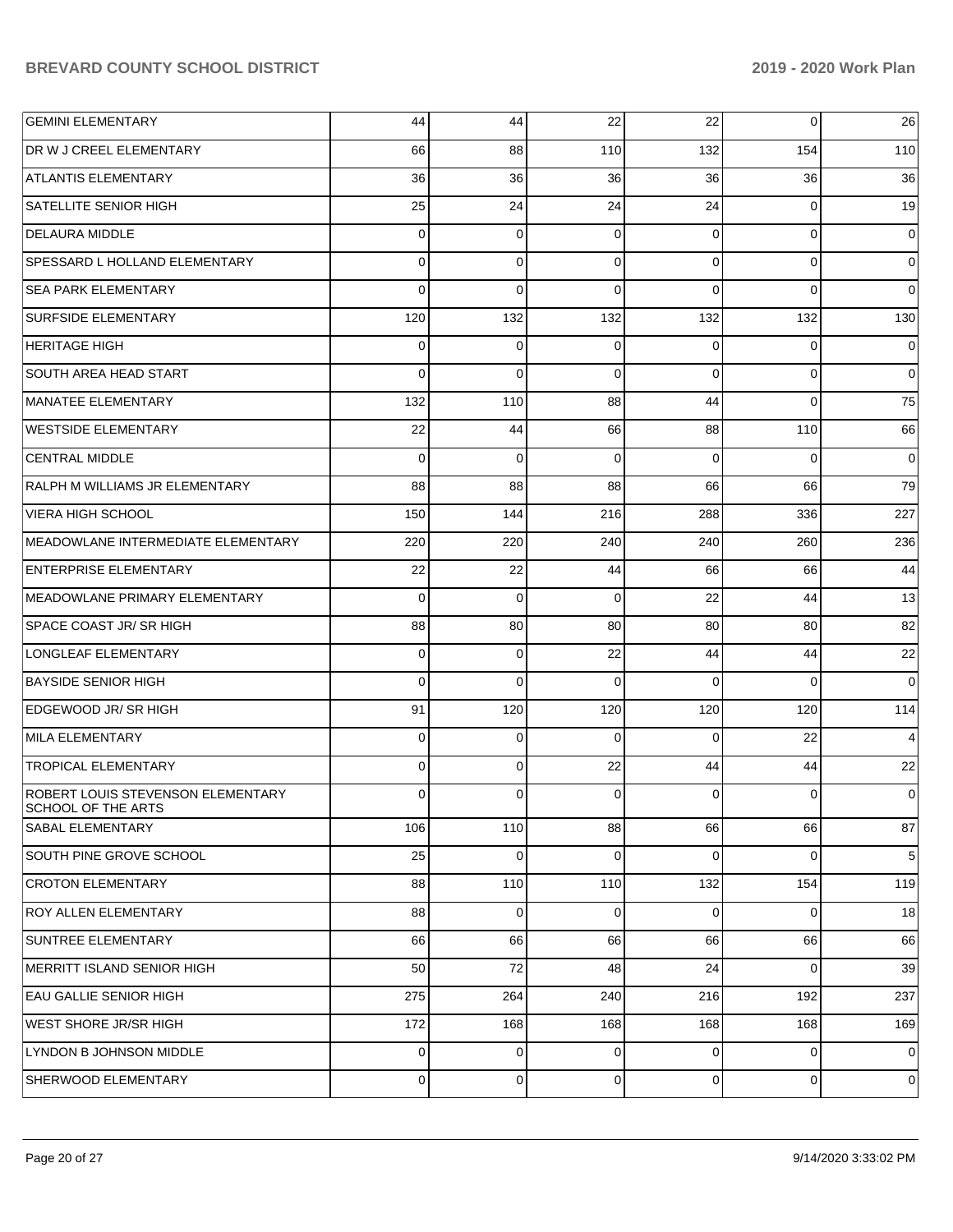| | | | | | | |
|---|---|---|---|---|---|---|
| GEMINI ELEMENTARY | 44 | 44 | 22 | 22 | 0 | 26 |
| DR W J CREEL ELEMENTARY | 66 | 88 | 110 | 132 | 154 | 110 |
| ATLANTIS ELEMENTARY | 36 | 36 | 36 | 36 | 36 | 36 |
| SATELLITE SENIOR HIGH | 25 | 24 | 24 | 24 | 0 | 19 |
| DELAURA MIDDLE | 0 | 0 | 0 | 0 | 0 | 0 |
| SPESSARD L HOLLAND ELEMENTARY | 0 | 0 | 0 | 0 | 0 | 0 |
| SEA PARK ELEMENTARY | 0 | 0 | 0 | 0 | 0 | 0 |
| SURFSIDE ELEMENTARY | 120 | 132 | 132 | 132 | 132 | 130 |
| HERITAGE HIGH | 0 | 0 | 0 | 0 | 0 | 0 |
| SOUTH AREA HEAD START | 0 | 0 | 0 | 0 | 0 | 0 |
| MANATEE ELEMENTARY | 132 | 110 | 88 | 44 | 0 | 75 |
| WESTSIDE ELEMENTARY | 22 | 44 | 66 | 88 | 110 | 66 |
| CENTRAL MIDDLE | 0 | 0 | 0 | 0 | 0 | 0 |
| RALPH M WILLIAMS JR ELEMENTARY | 88 | 88 | 88 | 66 | 66 | 79 |
| VIERA HIGH SCHOOL | 150 | 144 | 216 | 288 | 336 | 227 |
| MEADOWLANE INTERMEDIATE ELEMENTARY | 220 | 220 | 240 | 240 | 260 | 236 |
| ENTERPRISE ELEMENTARY | 22 | 22 | 44 | 66 | 66 | 44 |
| MEADOWLANE PRIMARY ELEMENTARY | 0 | 0 | 0 | 22 | 44 | 13 |
| SPACE COAST JR/ SR HIGH | 88 | 80 | 80 | 80 | 80 | 82 |
| LONGLEAF ELEMENTARY | 0 | 0 | 22 | 44 | 44 | 22 |
| BAYSIDE SENIOR HIGH | 0 | 0 | 0 | 0 | 0 | 0 |
| EDGEWOOD JR/ SR HIGH | 91 | 120 | 120 | 120 | 120 | 114 |
| MILA ELEMENTARY | 0 | 0 | 0 | 0 | 22 | 4 |
| TROPICAL ELEMENTARY | 0 | 0 | 22 | 44 | 44 | 22 |
| ROBERT LOUIS STEVENSON ELEMENTARY SCHOOL OF THE ARTS | 0 | 0 | 0 | 0 | 0 | 0 |
| SABAL ELEMENTARY | 106 | 110 | 88 | 66 | 66 | 87 |
| SOUTH PINE GROVE SCHOOL | 25 | 0 | 0 | 0 | 0 | 5 |
| CROTON ELEMENTARY | 88 | 110 | 110 | 132 | 154 | 119 |
| ROY ALLEN ELEMENTARY | 88 | 0 | 0 | 0 | 0 | 18 |
| SUNTREE ELEMENTARY | 66 | 66 | 66 | 66 | 66 | 66 |
| MERRITT ISLAND SENIOR HIGH | 50 | 72 | 48 | 24 | 0 | 39 |
| EAU GALLIE SENIOR HIGH | 275 | 264 | 240 | 216 | 192 | 237 |
| WEST SHORE JR/SR HIGH | 172 | 168 | 168 | 168 | 168 | 169 |
| LYNDON B JOHNSON MIDDLE | 0 | 0 | 0 | 0 | 0 | 0 |
| SHERWOOD ELEMENTARY | 0 | 0 | 0 | 0 | 0 | 0 |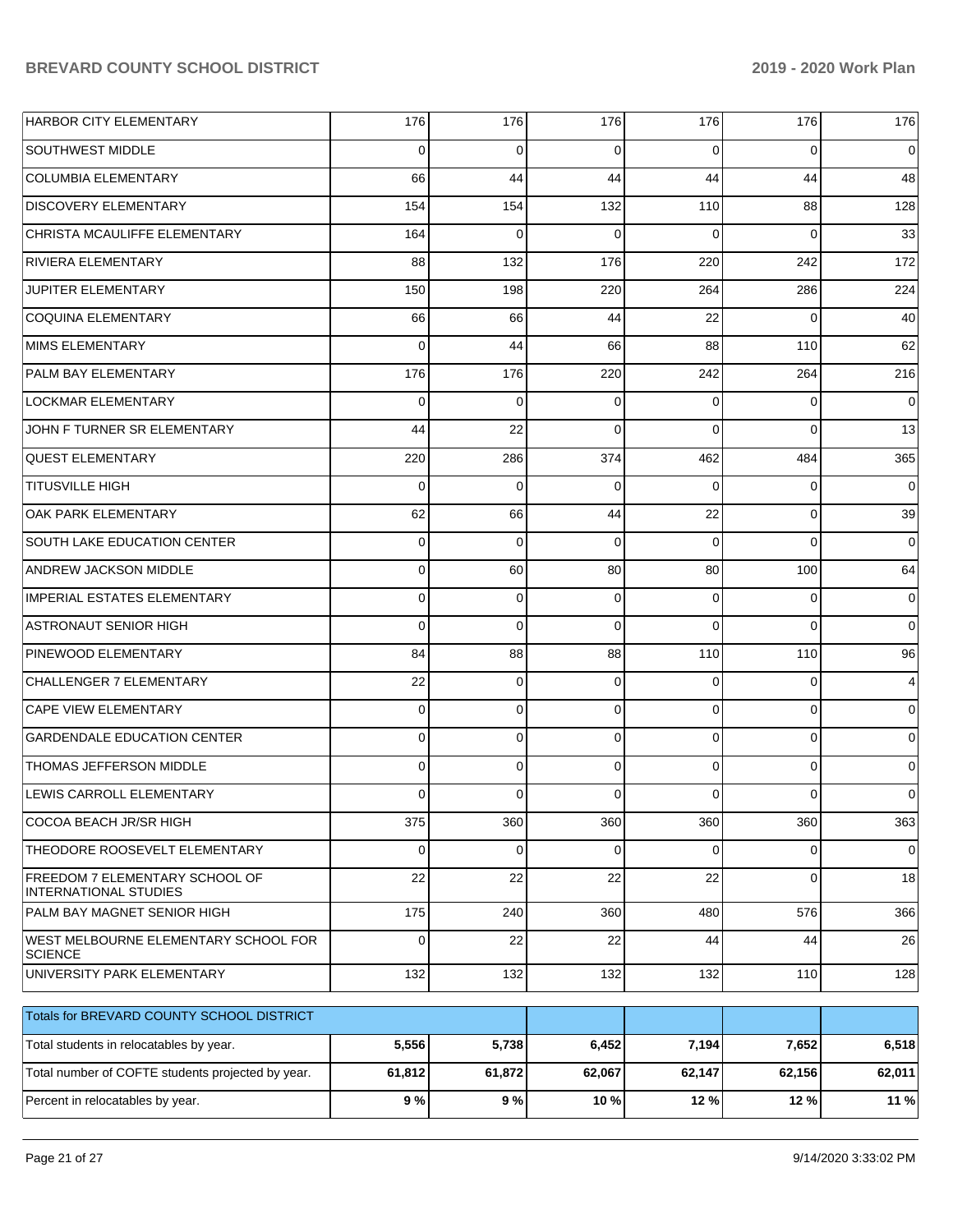| | | | | | | |
|---|---|---|---|---|---|---|
| HARBOR CITY ELEMENTARY | 176 | 176 | 176 | 176 | 176 | 176 |
| SOUTHWEST MIDDLE | 0 | 0 | 0 | 0 | 0 | 0 |
| COLUMBIA ELEMENTARY | 66 | 44 | 44 | 44 | 44 | 48 |
| DISCOVERY ELEMENTARY | 154 | 154 | 132 | 110 | 88 | 128 |
| CHRISTA MCAULIFFE ELEMENTARY | 164 | 0 | 0 | 0 | 0 | 33 |
| RIVIERA ELEMENTARY | 88 | 132 | 176 | 220 | 242 | 172 |
| JUPITER ELEMENTARY | 150 | 198 | 220 | 264 | 286 | 224 |
| COQUINA ELEMENTARY | 66 | 66 | 44 | 22 | 0 | 40 |
| MIMS ELEMENTARY | 0 | 44 | 66 | 88 | 110 | 62 |
| PALM BAY ELEMENTARY | 176 | 176 | 220 | 242 | 264 | 216 |
| LOCKMAR ELEMENTARY | 0 | 0 | 0 | 0 | 0 | 0 |
| JOHN F TURNER SR ELEMENTARY | 44 | 22 | 0 | 0 | 0 | 13 |
| QUEST ELEMENTARY | 220 | 286 | 374 | 462 | 484 | 365 |
| TITUSVILLE HIGH | 0 | 0 | 0 | 0 | 0 | 0 |
| OAK PARK ELEMENTARY | 62 | 66 | 44 | 22 | 0 | 39 |
| SOUTH LAKE EDUCATION CENTER | 0 | 0 | 0 | 0 | 0 | 0 |
| ANDREW JACKSON MIDDLE | 0 | 60 | 80 | 80 | 100 | 64 |
| IMPERIAL ESTATES ELEMENTARY | 0 | 0 | 0 | 0 | 0 | 0 |
| ASTRONAUT SENIOR HIGH | 0 | 0 | 0 | 0 | 0 | 0 |
| PINEWOOD ELEMENTARY | 84 | 88 | 88 | 110 | 110 | 96 |
| CHALLENGER 7 ELEMENTARY | 22 | 0 | 0 | 0 | 0 | 4 |
| CAPE VIEW ELEMENTARY | 0 | 0 | 0 | 0 | 0 | 0 |
| GARDENDALE EDUCATION CENTER | 0 | 0 | 0 | 0 | 0 | 0 |
| THOMAS JEFFERSON MIDDLE | 0 | 0 | 0 | 0 | 0 | 0 |
| LEWIS CARROLL ELEMENTARY | 0 | 0 | 0 | 0 | 0 | 0 |
| COCOA BEACH JR/SR HIGH | 375 | 360 | 360 | 360 | 360 | 363 |
| THEODORE ROOSEVELT ELEMENTARY | 0 | 0 | 0 | 0 | 0 | 0 |
| FREEDOM 7 ELEMENTARY SCHOOL OF INTERNATIONAL STUDIES | 22 | 22 | 22 | 22 | 0 | 18 |
| PALM BAY MAGNET SENIOR HIGH | 175 | 240 | 360 | 480 | 576 | 366 |
| WEST MELBOURNE ELEMENTARY SCHOOL FOR SCIENCE | 0 | 22 | 22 | 44 | 44 | 26 |
| UNIVERSITY PARK ELEMENTARY | 132 | 132 | 132 | 132 | 110 | 128 |

| Totals for BREVARD COUNTY SCHOOL DISTRICT | | | | | | |
|---|---|---|---|---|---|---|
| Total students in relocatables by year. | **5,556** | **5,738** | **6,452** | **7,194** | **7,652** | **6,518** |
| Total number of COFTE students projected by year. | **61,812** | **61,872** | **62,067** | **62,147** | **62,156** | **62,011** |
| Percent in relocatables by year. | **9 %** | **9 %** | **10 %** | **12 %** | **12 %** | **11 %** |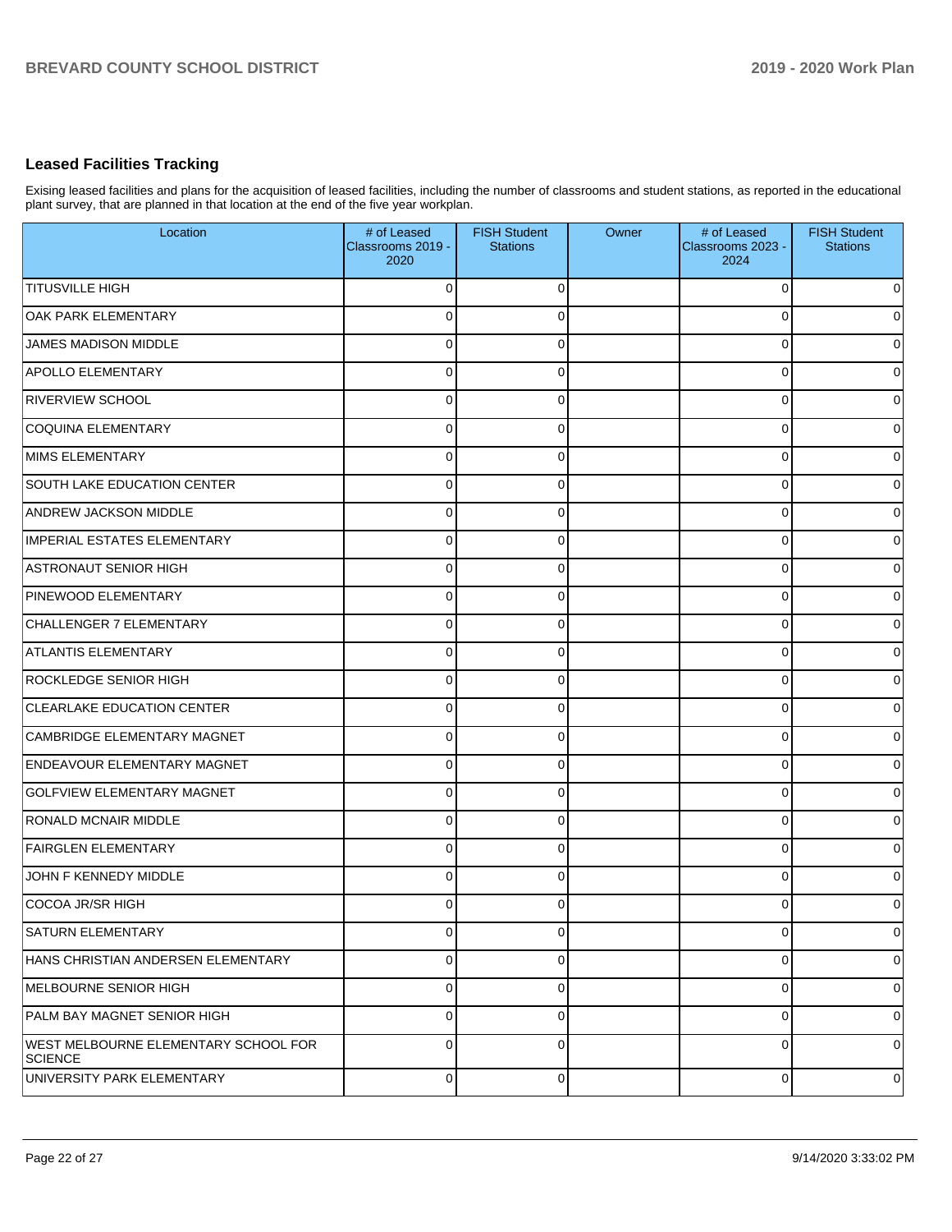## Leased Facilities Tracking

Exising leased facilities and plans for the acquisition of leased facilities, including the number of classrooms and student stations, as reported in the educational plant survey, that are planned in that location at the end of the five year workplan.

| Location | # of Leased Classrooms 2019 - 2020 | FISH Student Stations | Owner | # of Leased Classrooms 2023 - 2024 | FISH Student Stations |
|---|---|---|---|---|---|
| TITUSVILLE HIGH | 0 | 0 | | 0 | 0 |
| OAK PARK ELEMENTARY | 0 | 0 | | 0 | 0 |
| JAMES MADISON MIDDLE | 0 | 0 | | 0 | 0 |
| APOLLO ELEMENTARY | 0 | 0 | | 0 | 0 |
| RIVERVIEW SCHOOL | 0 | 0 | | 0 | 0 |
| COQUINA ELEMENTARY | 0 | 0 | | 0 | 0 |
| MIMS ELEMENTARY | 0 | 0 | | 0 | 0 |
| SOUTH LAKE EDUCATION CENTER | 0 | 0 | | 0 | 0 |
| ANDREW JACKSON MIDDLE | 0 | 0 | | 0 | 0 |
| IMPERIAL ESTATES ELEMENTARY | 0 | 0 | | 0 | 0 |
| ASTRONAUT SENIOR HIGH | 0 | 0 | | 0 | 0 |
| PINEWOOD ELEMENTARY | 0 | 0 | | 0 | 0 |
| CHALLENGER 7 ELEMENTARY | 0 | 0 | | 0 | 0 |
| ATLANTIS ELEMENTARY | 0 | 0 | | 0 | 0 |
| ROCKLEDGE SENIOR HIGH | 0 | 0 | | 0 | 0 |
| CLEARLAKE EDUCATION CENTER | 0 | 0 | | 0 | 0 |
| CAMBRIDGE ELEMENTARY MAGNET | 0 | 0 | | 0 | 0 |
| ENDEAVOUR ELEMENTARY MAGNET | 0 | 0 | | 0 | 0 |
| GOLFVIEW ELEMENTARY MAGNET | 0 | 0 | | 0 | 0 |
| RONALD MCNAIR MIDDLE | 0 | 0 | | 0 | 0 |
| FAIRGLEN ELEMENTARY | 0 | 0 | | 0 | 0 |
| JOHN F KENNEDY MIDDLE | 0 | 0 | | 0 | 0 |
| COCOA JR/SR HIGH | 0 | 0 | | 0 | 0 |
| SATURN ELEMENTARY | 0 | 0 | | 0 | 0 |
| HANS CHRISTIAN ANDERSEN ELEMENTARY | 0 | 0 | | 0 | 0 |
| MELBOURNE SENIOR HIGH | 0 | 0 | | 0 | 0 |
| PALM BAY MAGNET SENIOR HIGH | 0 | 0 | | 0 | 0 |
| WEST MELBOURNE ELEMENTARY SCHOOL FOR SCIENCE | 0 | 0 | | 0 | 0 |
| UNIVERSITY PARK ELEMENTARY | 0 | 0 | | 0 | 0 |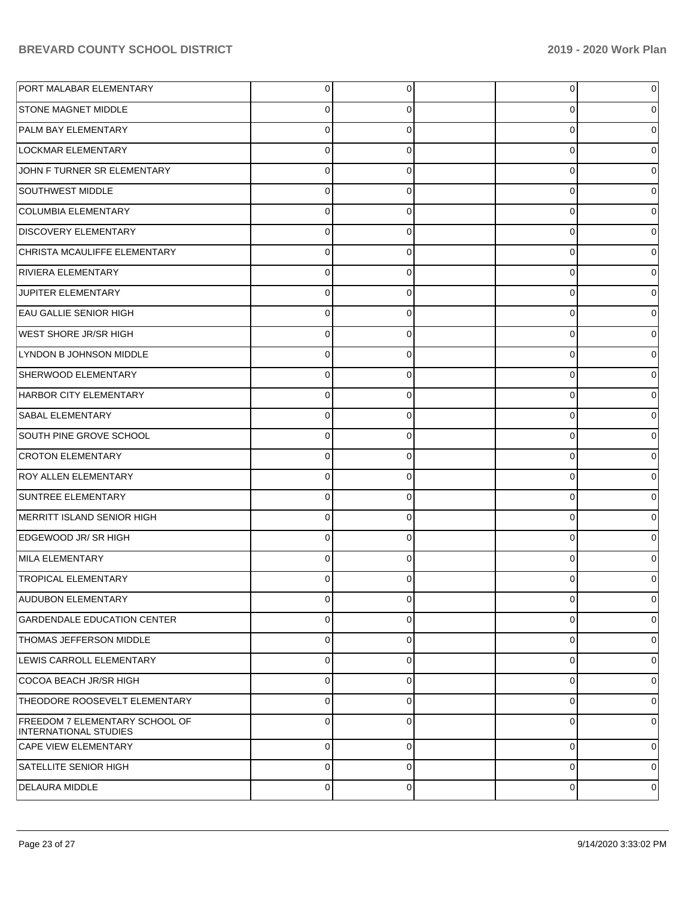| | | | | | |
|---|---|---|---|---|---|
| PORT MALABAR ELEMENTARY | 0 | 0 | | 0 | 0 |
| STONE MAGNET MIDDLE | 0 | 0 | | 0 | 0 |
| PALM BAY ELEMENTARY | 0 | 0 | | 0 | 0 |
| LOCKMAR ELEMENTARY | 0 | 0 | | 0 | 0 |
| JOHN F TURNER SR ELEMENTARY | 0 | 0 | | 0 | 0 |
| SOUTHWEST MIDDLE | 0 | 0 | | 0 | 0 |
| COLUMBIA ELEMENTARY | 0 | 0 | | 0 | 0 |
| DISCOVERY ELEMENTARY | 0 | 0 | | 0 | 0 |
| CHRISTA MCAULIFFE ELEMENTARY | 0 | 0 | | 0 | 0 |
| RIVIERA ELEMENTARY | 0 | 0 | | 0 | 0 |
| JUPITER ELEMENTARY | 0 | 0 | | 0 | 0 |
| EAU GALLIE SENIOR HIGH | 0 | 0 | | 0 | 0 |
| WEST SHORE JR/SR HIGH | 0 | 0 | | 0 | 0 |
| LYNDON B JOHNSON MIDDLE | 0 | 0 | | 0 | 0 |
| SHERWOOD ELEMENTARY | 0 | 0 | | 0 | 0 |
| HARBOR CITY ELEMENTARY | 0 | 0 | | 0 | 0 |
| SABAL ELEMENTARY | 0 | 0 | | 0 | 0 |
| SOUTH PINE GROVE SCHOOL | 0 | 0 | | 0 | 0 |
| CROTON ELEMENTARY | 0 | 0 | | 0 | 0 |
| ROY ALLEN ELEMENTARY | 0 | 0 | | 0 | 0 |
| SUNTREE ELEMENTARY | 0 | 0 | | 0 | 0 |
| MERRITT ISLAND SENIOR HIGH | 0 | 0 | | 0 | 0 |
| EDGEWOOD JR/ SR HIGH | 0 | 0 | | 0 | 0 |
| MILA ELEMENTARY | 0 | 0 | | 0 | 0 |
| TROPICAL ELEMENTARY | 0 | 0 | | 0 | 0 |
| AUDUBON ELEMENTARY | 0 | 0 | | 0 | 0 |
| GARDENDALE EDUCATION CENTER | 0 | 0 | | 0 | 0 |
| THOMAS JEFFERSON MIDDLE | 0 | 0 | | 0 | 0 |
| LEWIS CARROLL ELEMENTARY | 0 | 0 | | 0 | 0 |
| COCOA BEACH JR/SR HIGH | 0 | 0 | | 0 | 0 |
| THEODORE ROOSEVELT ELEMENTARY | 0 | 0 | | 0 | 0 |
| FREEDOM 7 ELEMENTARY SCHOOL OF INTERNATIONAL STUDIES | 0 | 0 | | 0 | 0 |
| CAPE VIEW ELEMENTARY | 0 | 0 | | 0 | 0 |
| SATELLITE SENIOR HIGH | 0 | 0 | | 0 | 0 |
| DELAURA MIDDLE | 0 | 0 | | 0 | 0 |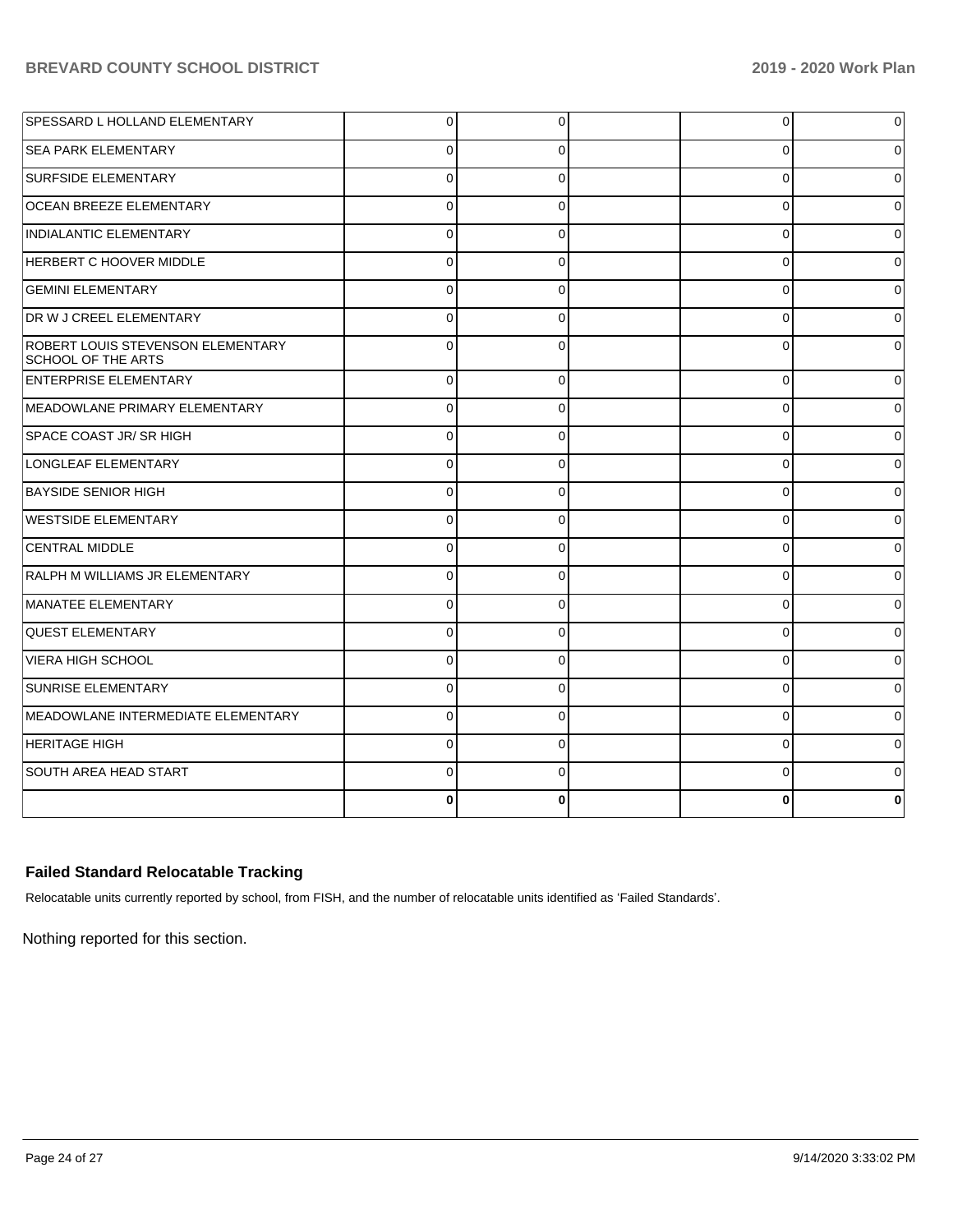| | | | | | |
|---|---|---|---|---|---|
| SPESSARD L HOLLAND ELEMENTARY | 0 | 0 | | 0 | 0 |
| SEA PARK ELEMENTARY | 0 | 0 | | 0 | 0 |
| SURFSIDE ELEMENTARY | 0 | 0 | | 0 | 0 |
| OCEAN BREEZE ELEMENTARY | 0 | 0 | | 0 | 0 |
| INDIALANTIC ELEMENTARY | 0 | 0 | | 0 | 0 |
| HERBERT C HOOVER MIDDLE | 0 | 0 | | 0 | 0 |
| GEMINI ELEMENTARY | 0 | 0 | | 0 | 0 |
| DR W J CREEL ELEMENTARY | 0 | 0 | | 0 | 0 |
| ROBERT LOUIS STEVENSON ELEMENTARY SCHOOL OF THE ARTS | 0 | 0 | | 0 | 0 |
| ENTERPRISE ELEMENTARY | 0 | 0 | | 0 | 0 |
| MEADOWLANE PRIMARY ELEMENTARY | 0 | 0 | | 0 | 0 |
| SPACE COAST JR/ SR HIGH | 0 | 0 | | 0 | 0 |
| LONGLEAF ELEMENTARY | 0 | 0 | | 0 | 0 |
| BAYSIDE SENIOR HIGH | 0 | 0 | | 0 | 0 |
| WESTSIDE ELEMENTARY | 0 | 0 | | 0 | 0 |
| CENTRAL MIDDLE | 0 | 0 | | 0 | 0 |
| RALPH M WILLIAMS JR ELEMENTARY | 0 | 0 | | 0 | 0 |
| MANATEE ELEMENTARY | 0 | 0 | | 0 | 0 |
| QUEST ELEMENTARY | 0 | 0 | | 0 | 0 |
| VIERA HIGH SCHOOL | 0 | 0 | | 0 | 0 |
| SUNRISE ELEMENTARY | 0 | 0 | | 0 | 0 |
| MEADOWLANE INTERMEDIATE ELEMENTARY | 0 | 0 | | 0 | 0 |
| HERITAGE HIGH | 0 | 0 | | 0 | 0 |
| SOUTH AREA HEAD START | 0 | 0 | | 0 | 0 |
| | **0** | **0** | | **0** | **0** |

## Failed Standard Relocatable Tracking

Relocatable units currently reported by school, from FISH, and the number of relocatable units identified as 'Failed Standards'.

Nothing reported for this section.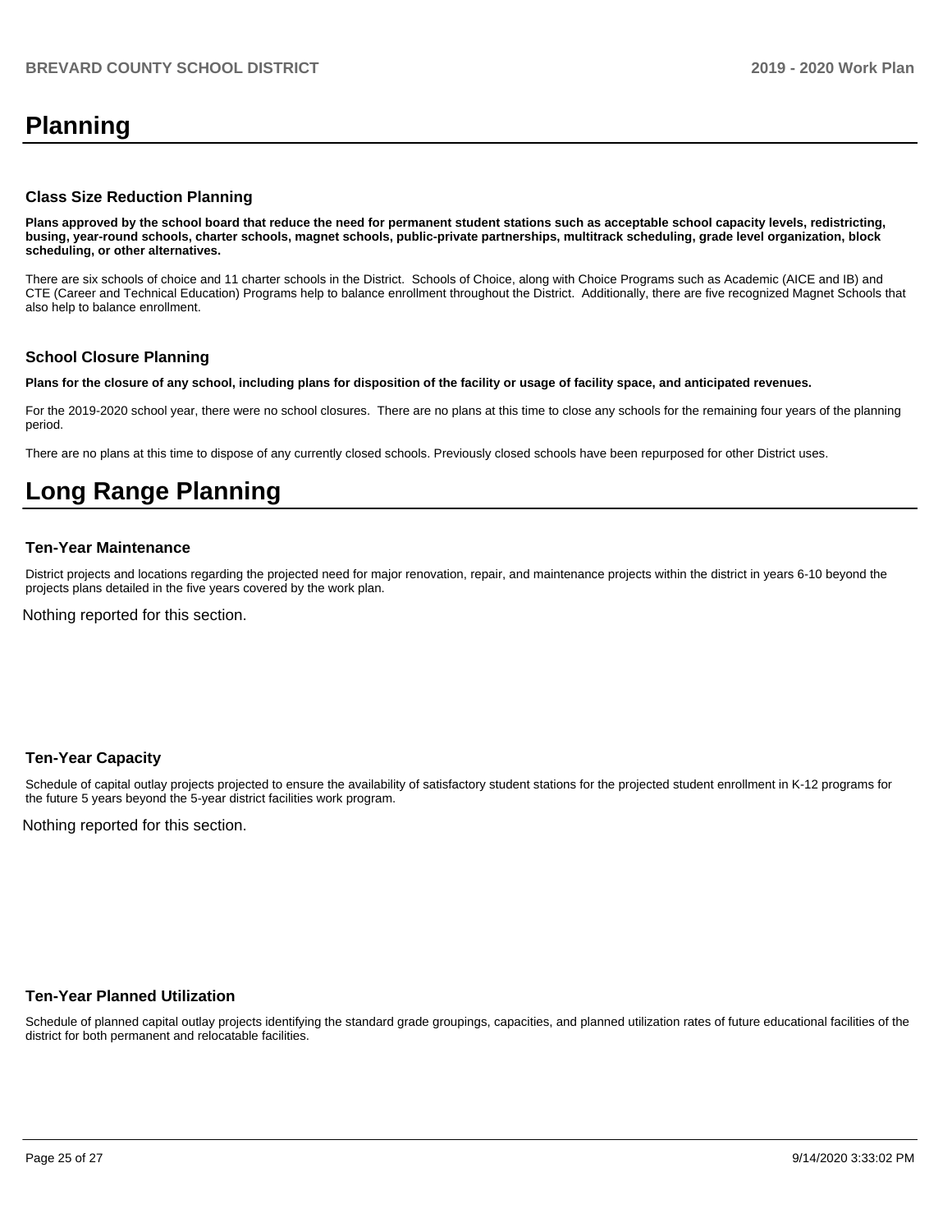# Planning

### Class Size Reduction Planning

**Plans approved by the school board that reduce the need for permanent student stations such as acceptable school capacity levels, redistricting, busing, year-round schools, charter schools, magnet schools, public-private partnerships, multitrack scheduling, grade level organization, block scheduling, or other alternatives.**

There are six schools of choice and 11 charter schools in the District. Schools of Choice, along with Choice Programs such as Academic (AICE and IB) and CTE (Career and Technical Education) Programs help to balance enrollment throughout the District. Additionally, there are five recognized Magnet Schools that also help to balance enrollment.

### School Closure Planning

**Plans for the closure of any school, including plans for disposition of the facility or usage of facility space, and anticipated revenues.**

For the 2019-2020 school year, there were no school closures. There are no plans at this time to close any schools for the remaining four years of the planning period.

There are no plans at this time to dispose of any currently closed schools. Previously closed schools have been repurposed for other District uses.

# Long Range Planning

### Ten-Year Maintenance

District projects and locations regarding the projected need for major renovation, repair, and maintenance projects within the district in years 6-10 beyond the projects plans detailed in the five years covered by the work plan.

Nothing reported for this section.

### Ten-Year Capacity

Schedule of capital outlay projects projected to ensure the availability of satisfactory student stations for the projected student enrollment in K-12 programs for the future 5 years beyond the 5-year district facilities work program.

Nothing reported for this section.

### Ten-Year Planned Utilization

Schedule of planned capital outlay projects identifying the standard grade groupings, capacities, and planned utilization rates of future educational facilities of the district for both permanent and relocatable facilities.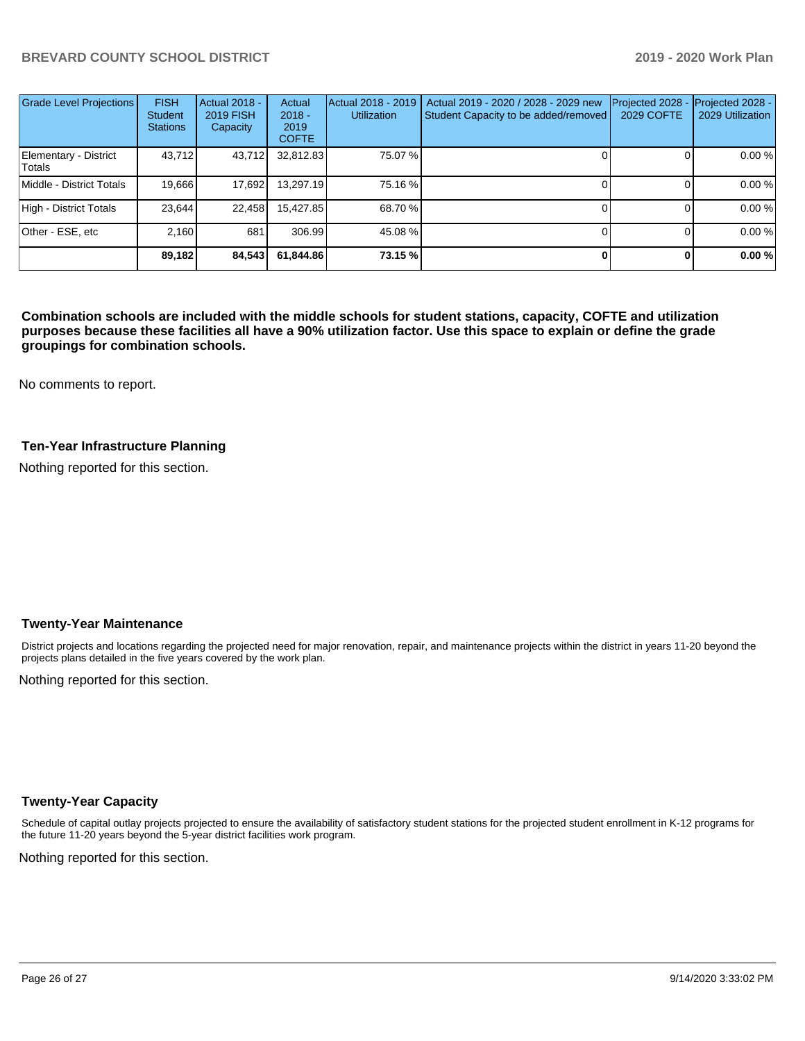| Grade Level Projections | FISH Student Stations | Actual 2018 - 2019 FISH Capacity | Actual 2018 - 2019 COFTE | Actual 2018 - 2019 Utilization | Actual 2019 - 2020 / 2028 - 2029 new Student Capacity to be added/removed | Projected 2028 - 2029 COFTE | Projected 2028 - 2029 Utilization |
|---|---|---|---|---|---|---|---|
| Elementary - District Totals | 43,712 | 43,712 | 32,812.83 | 75.07 % | 0 | 0 | 0.00 % |
| Middle - District Totals | 19,666 | 17,692 | 13,297.19 | 75.16 % | 0 | 0 | 0.00 % |
| High - District Totals | 23,644 | 22,458 | 15,427.85 | 68.70 % | 0 | 0 | 0.00 % |
| Other - ESE, etc | 2,160 | 681 | 306.99 | 45.08 % | 0 | 0 | 0.00 % |
| | **89,182** | **84,543** | **61,844.86** | **73.15 %** | **0** | **0** | **0.00 %** |

**Combination schools are included with the middle schools for student stations, capacity, COFTE and utilization purposes because these facilities all have a 90% utilization factor. Use this space to explain or define the grade groupings for combination schools.**

No comments to report.

### Ten-Year Infrastructure Planning

Nothing reported for this section.

### Twenty-Year Maintenance

District projects and locations regarding the projected need for major renovation, repair, and maintenance projects within the district in years 11-20 beyond the projects plans detailed in the five years covered by the work plan.

Nothing reported for this section.

### Twenty-Year Capacity

Schedule of capital outlay projects projected to ensure the availability of satisfactory student stations for the projected student enrollment in K-12 programs for the future 11-20 years beyond the 5-year district facilities work program.

Nothing reported for this section.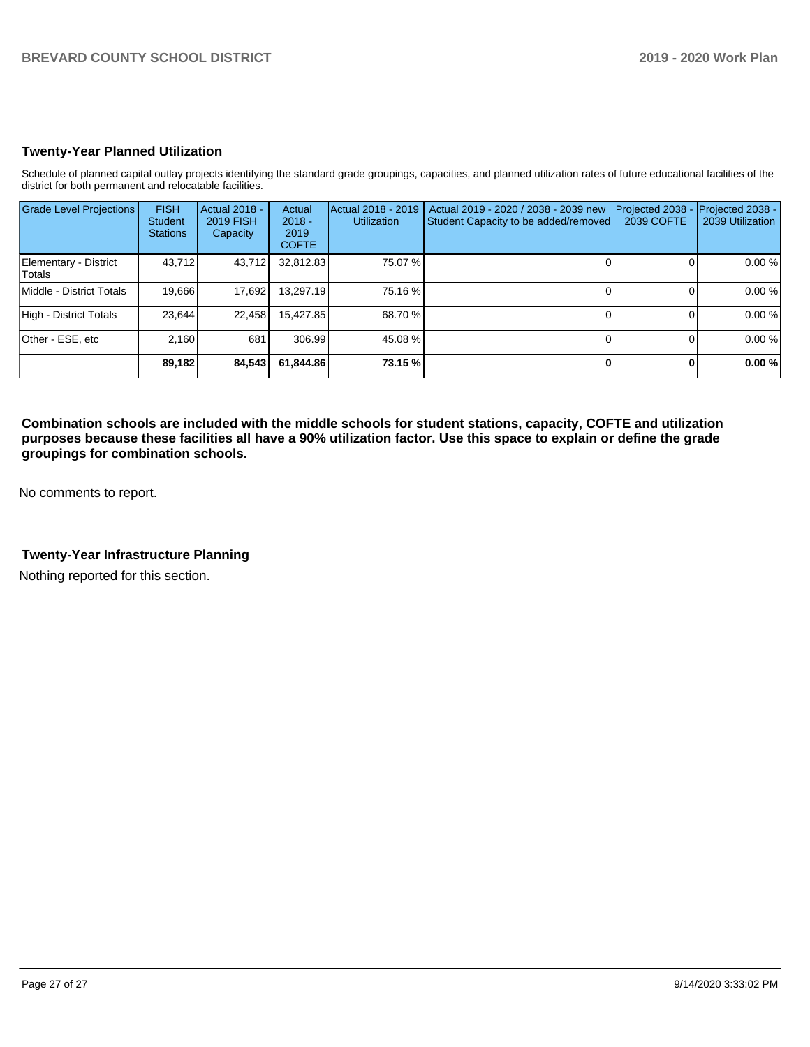## Twenty-Year Planned Utilization

Schedule of planned capital outlay projects identifying the standard grade groupings, capacities, and planned utilization rates of future educational facilities of the district for both permanent and relocatable facilities.

| Grade Level Projections | FISH Student Stations | Actual 2018 - 2019 FISH Capacity | Actual 2018 - 2019 COFTE | Actual 2018 - 2019 Utilization | Actual 2019 - 2020 / 2038 - 2039 new Student Capacity to be added/removed | Projected 2038 - 2039 COFTE | Projected 2038 - 2039 Utilization |
|---|---|---|---|---|---|---|---|
| Elementary - District Totals | 43,712 | 43,712 | 32,812.83 | 75.07 % | 0 | 0 | 0.00 % |
| Middle - District Totals | 19,666 | 17,692 | 13,297.19 | 75.16 % | 0 | 0 | 0.00 % |
| High - District Totals | 23,644 | 22,458 | 15,427.85 | 68.70 % | 0 | 0 | 0.00 % |
| Other - ESE, etc | 2,160 | 681 | 306.99 | 45.08 % | 0 | 0 | 0.00 % |
| | **89,182** | **84,543** | **61,844.86** | **73.15 %** | **0** | **0** | **0.00 %** |

**Combination schools are included with the middle schools for student stations, capacity, COFTE and utilization purposes because these facilities all have a 90% utilization factor. Use this space to explain or define the grade groupings for combination schools.**

No comments to report.

## Twenty-Year Infrastructure Planning

Nothing reported for this section.